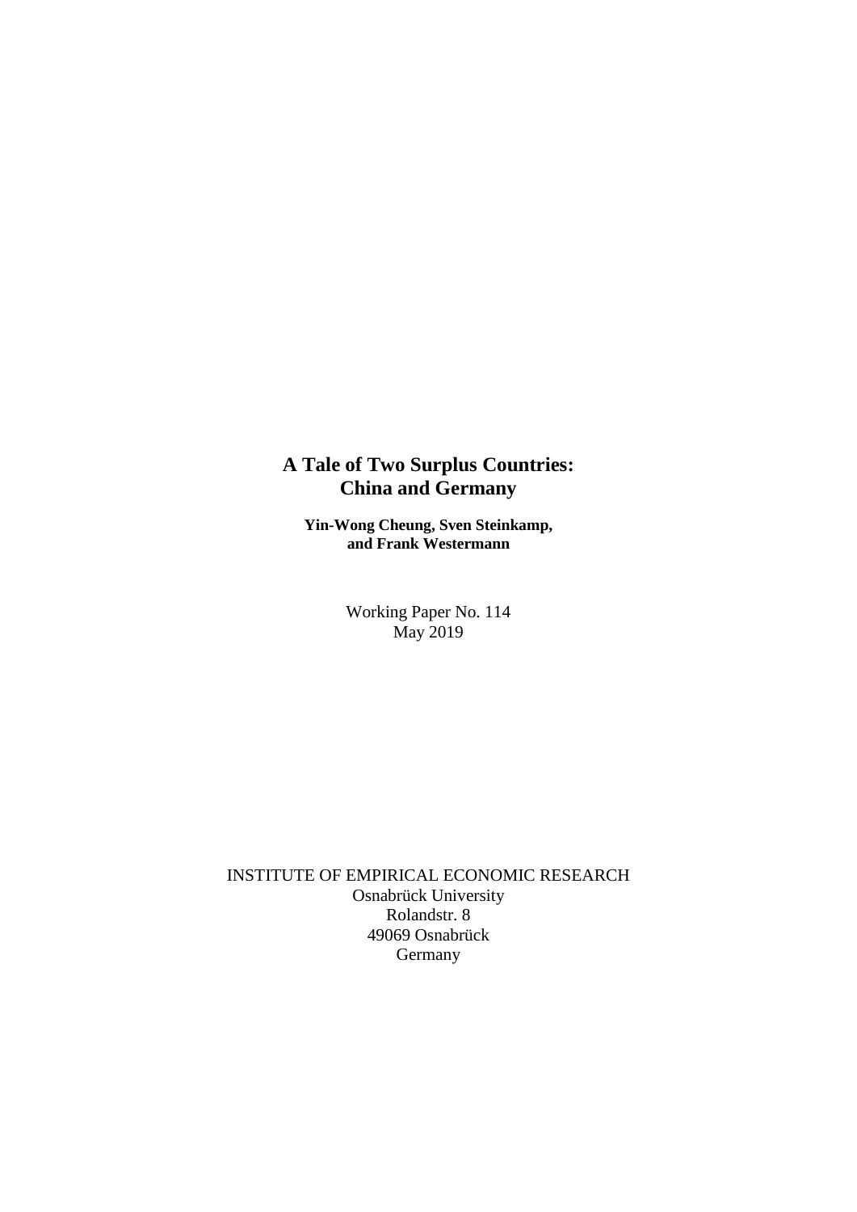# A Tale of Two Surplus Countries: China and Germany

**Yin-Wong Cheung, Sven Steinkamp, and Frank Westermann**

Working Paper No. 114
May 2019

INSTITUTE OF EMPIRICAL ECONOMIC RESEARCH
Osnabrück University
Rolandstr. 8
49069 Osnabrück
Germany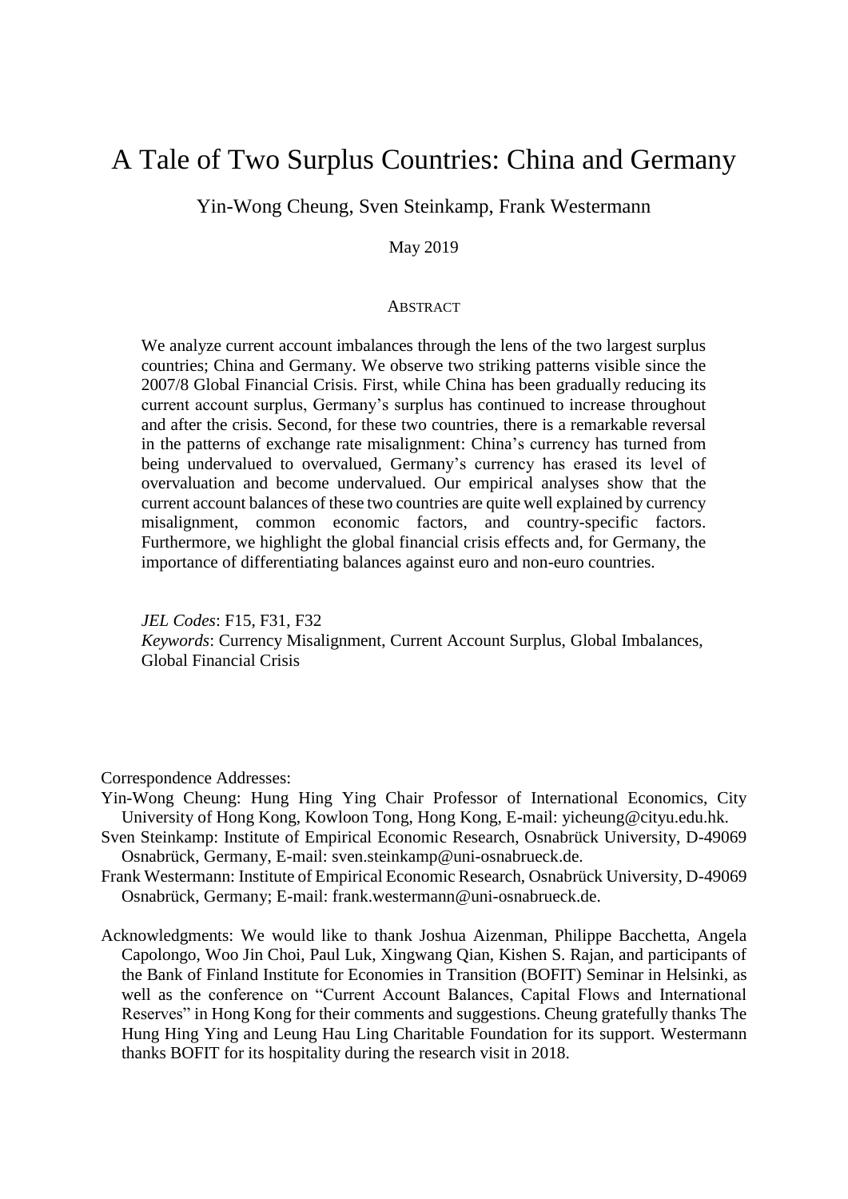# A Tale of Two Surplus Countries: China and Germany

Yin-Wong Cheung, Sven Steinkamp, Frank Westermann

May 2019

## Abstract

We analyze current account imbalances through the lens of the two largest surplus countries; China and Germany. We observe two striking patterns visible since the 2007/8 Global Financial Crisis. First, while China has been gradually reducing its current account surplus, Germany's surplus has continued to increase throughout and after the crisis. Second, for these two countries, there is a remarkable reversal in the patterns of exchange rate misalignment: China's currency has turned from being undervalued to overvalued, Germany's currency has erased its level of overvaluation and become undervalued. Our empirical analyses show that the current account balances of these two countries are quite well explained by currency misalignment, common economic factors, and country-specific factors. Furthermore, we highlight the global financial crisis effects and, for Germany, the importance of differentiating balances against euro and non-euro countries.

*JEL Codes*: F15, F31, F32
*Keywords*: Currency Misalignment, Current Account Surplus, Global Imbalances, Global Financial Crisis

Correspondence Addresses:

Yin-Wong Cheung: Hung Hing Ying Chair Professor of International Economics, City University of Hong Kong, Kowloon Tong, Hong Kong, E-mail: yicheung@cityu.edu.hk.

Sven Steinkamp: Institute of Empirical Economic Research, Osnabrück University, D-49069 Osnabrück, Germany, E-mail: sven.steinkamp@uni-osnabrueck.de.

Frank Westermann: Institute of Empirical Economic Research, Osnabrück University, D-49069 Osnabrück, Germany; E-mail: frank.westermann@uni-osnabrueck.de.

Acknowledgments: We would like to thank Joshua Aizenman, Philippe Bacchetta, Angela Capolongo, Woo Jin Choi, Paul Luk, Xingwang Qian, Kishen S. Rajan, and participants of the Bank of Finland Institute for Economies in Transition (BOFIT) Seminar in Helsinki, as well as the conference on "Current Account Balances, Capital Flows and International Reserves" in Hong Kong for their comments and suggestions. Cheung gratefully thanks The Hung Hing Ying and Leung Hau Ling Charitable Foundation for its support. Westermann thanks BOFIT for its hospitality during the research visit in 2018.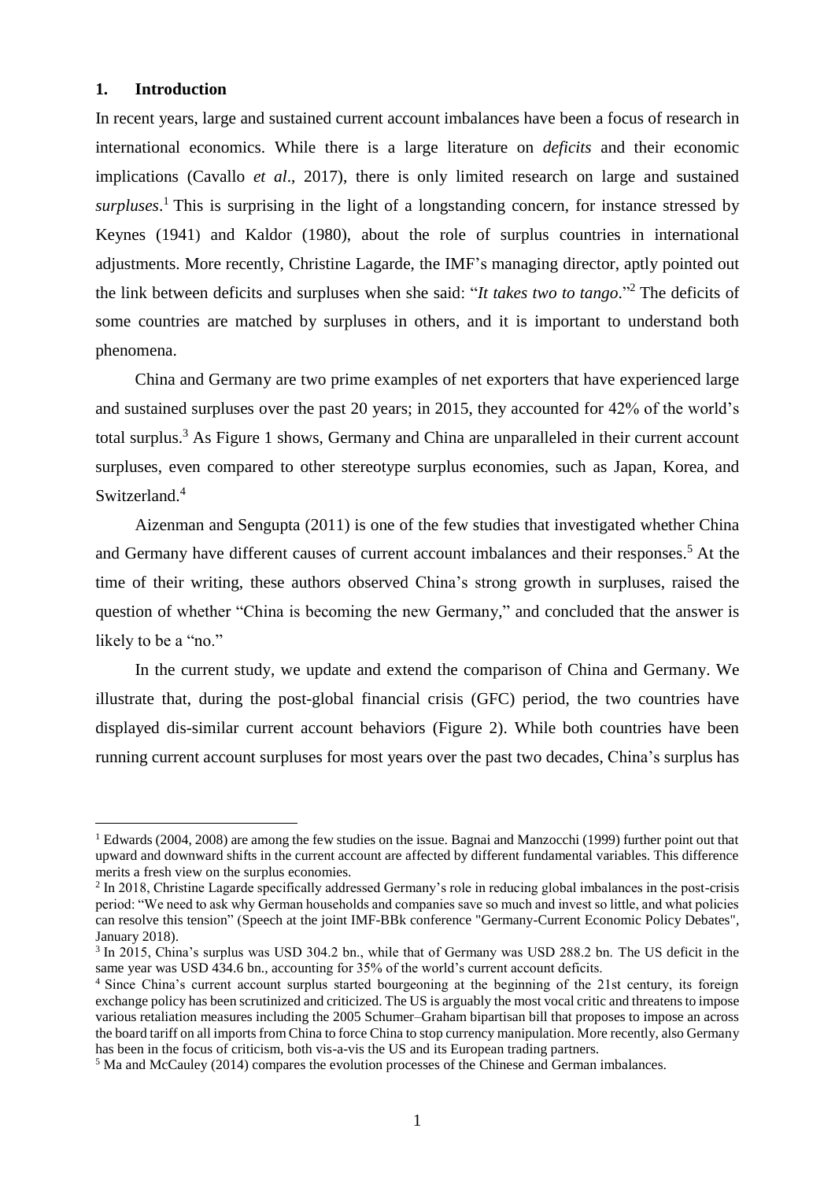## 1. Introduction

In recent years, large and sustained current account imbalances have been a focus of research in international economics. While there is a large literature on *deficits* and their economic implications (Cavallo *et al*., 2017), there is only limited research on large and sustained *surpluses*.[1] This is surprising in the light of a longstanding concern, for instance stressed by Keynes (1941) and Kaldor (1980), about the role of surplus countries in international adjustments. More recently, Christine Lagarde, the IMF's managing director, aptly pointed out the link between deficits and surpluses when she said: "*It takes two to tango*."[2] The deficits of some countries are matched by surpluses in others, and it is important to understand both phenomena.

China and Germany are two prime examples of net exporters that have experienced large and sustained surpluses over the past 20 years; in 2015, they accounted for 42% of the world's total surplus.[3] As Figure 1 shows, Germany and China are unparalleled in their current account surpluses, even compared to other stereotype surplus economies, such as Japan, Korea, and Switzerland.[4]

Aizenman and Sengupta (2011) is one of the few studies that investigated whether China and Germany have different causes of current account imbalances and their responses.[5] At the time of their writing, these authors observed China's strong growth in surpluses, raised the question of whether "China is becoming the new Germany," and concluded that the answer is likely to be a "no."

In the current study, we update and extend the comparison of China and Germany. We illustrate that, during the post-global financial crisis (GFC) period, the two countries have displayed dis-similar current account behaviors (Figure 2). While both countries have been running current account surpluses for most years over the past two decades, China's surplus has

---

[1] Edwards (2004, 2008) are among the few studies on the issue. Bagnai and Manzocchi (1999) further point out that upward and downward shifts in the current account are affected by different fundamental variables. This difference merits a fresh view on the surplus economies.

[2] In 2018, Christine Lagarde specifically addressed Germany's role in reducing global imbalances in the post-crisis period: "We need to ask why German households and companies save so much and invest so little, and what policies can resolve this tension" (Speech at the joint IMF-BBk conference "Germany-Current Economic Policy Debates", January 2018).

[3] In 2015, China's surplus was USD 304.2 bn., while that of Germany was USD 288.2 bn. The US deficit in the same year was USD 434.6 bn., accounting for 35% of the world's current account deficits.

[4] Since China's current account surplus started bourgeoning at the beginning of the 21st century, its foreign exchange policy has been scrutinized and criticized. The US is arguably the most vocal critic and threatens to impose various retaliation measures including the 2005 Schumer–Graham bipartisan bill that proposes to impose an across the board tariff on all imports from China to force China to stop currency manipulation. More recently, also Germany has been in the focus of criticism, both vis-a-vis the US and its European trading partners.

[5] Ma and McCauley (2014) compares the evolution processes of the Chinese and German imbalances.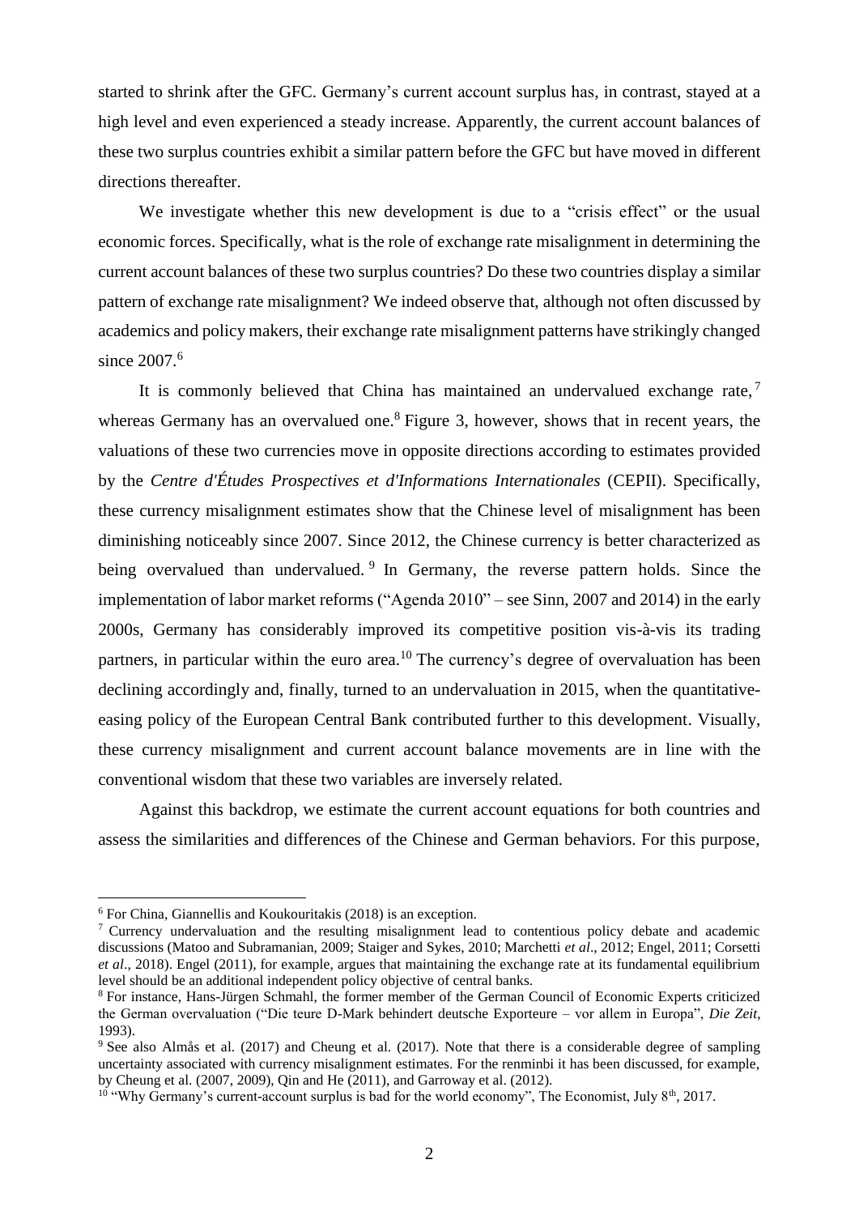started to shrink after the GFC. Germany's current account surplus has, in contrast, stayed at a high level and even experienced a steady increase. Apparently, the current account balances of these two surplus countries exhibit a similar pattern before the GFC but have moved in different directions thereafter.

We investigate whether this new development is due to a "crisis effect" or the usual economic forces. Specifically, what is the role of exchange rate misalignment in determining the current account balances of these two surplus countries? Do these two countries display a similar pattern of exchange rate misalignment? We indeed observe that, although not often discussed by academics and policy makers, their exchange rate misalignment patterns have strikingly changed since 2007.[6]

It is commonly believed that China has maintained an undervalued exchange rate,[7] whereas Germany has an overvalued one.[8] Figure 3, however, shows that in recent years, the valuations of these two currencies move in opposite directions according to estimates provided by the *Centre d'Études Prospectives et d'Informations Internationales* (CEPII). Specifically, these currency misalignment estimates show that the Chinese level of misalignment has been diminishing noticeably since 2007. Since 2012, the Chinese currency is better characterized as being overvalued than undervalued.[9] In Germany, the reverse pattern holds. Since the implementation of labor market reforms ("Agenda 2010" – see Sinn, 2007 and 2014) in the early 2000s, Germany has considerably improved its competitive position vis-à-vis its trading partners, in particular within the euro area.[10] The currency's degree of overvaluation has been declining accordingly and, finally, turned to an undervaluation in 2015, when the quantitative-easing policy of the European Central Bank contributed further to this development. Visually, these currency misalignment and current account balance movements are in line with the conventional wisdom that these two variables are inversely related.

Against this backdrop, we estimate the current account equations for both countries and assess the similarities and differences of the Chinese and German behaviors. For this purpose,

---

[6] For China, Giannellis and Koukouritakis (2018) is an exception.

[7] Currency undervaluation and the resulting misalignment lead to contentious policy debate and academic discussions (Matoo and Subramanian, 2009; Staiger and Sykes, 2010; Marchetti *et al*., 2012; Engel, 2011; Corsetti *et al*., 2018). Engel (2011), for example, argues that maintaining the exchange rate at its fundamental equilibrium level should be an additional independent policy objective of central banks.

[8] For instance, Hans-Jürgen Schmahl, the former member of the German Council of Economic Experts criticized the German overvaluation ("Die teure D-Mark behindert deutsche Exporteure – vor allem in Europa", *Die Zeit*, 1993).

[9] See also Almås et al. (2017) and Cheung et al. (2017). Note that there is a considerable degree of sampling uncertainty associated with currency misalignment estimates. For the renminbi it has been discussed, for example, by Cheung et al. (2007, 2009), Qin and He (2011), and Garroway et al. (2012).

[10] "Why Germany's current-account surplus is bad for the world economy", The Economist, July 8th, 2017.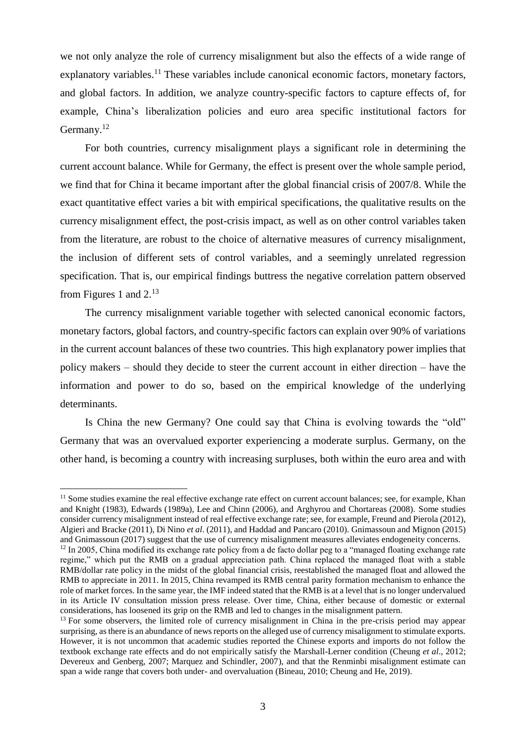we not only analyze the role of currency misalignment but also the effects of a wide range of explanatory variables.[11] These variables include canonical economic factors, monetary factors, and global factors. In addition, we analyze country-specific factors to capture effects of, for example, China's liberalization policies and euro area specific institutional factors for Germany.[12]

For both countries, currency misalignment plays a significant role in determining the current account balance. While for Germany, the effect is present over the whole sample period, we find that for China it became important after the global financial crisis of 2007/8. While the exact quantitative effect varies a bit with empirical specifications, the qualitative results on the currency misalignment effect, the post-crisis impact, as well as on other control variables taken from the literature, are robust to the choice of alternative measures of currency misalignment, the inclusion of different sets of control variables, and a seemingly unrelated regression specification. That is, our empirical findings buttress the negative correlation pattern observed from Figures 1 and 2.[13]

The currency misalignment variable together with selected canonical economic factors, monetary factors, global factors, and country-specific factors can explain over 90% of variations in the current account balances of these two countries. This high explanatory power implies that policy makers – should they decide to steer the current account in either direction – have the information and power to do so, based on the empirical knowledge of the underlying determinants.

Is China the new Germany? One could say that China is evolving towards the "old" Germany that was an overvalued exporter experiencing a moderate surplus. Germany, on the other hand, is becoming a country with increasing surpluses, both within the euro area and with

---

[11] Some studies examine the real effective exchange rate effect on current account balances; see, for example, Khan and Knight (1983), Edwards (1989a), Lee and Chinn (2006), and Arghyrou and Chortareas (2008). Some studies consider currency misalignment instead of real effective exchange rate; see, for example, Freund and Pierola (2012), Algieri and Bracke (2011), Di Nino *et al*. (2011), and Haddad and Pancaro (2010). Gnimassoun and Mignon (2015) and Gnimassoun (2017) suggest that the use of currency misalignment measures alleviates endogeneity concerns.

[12] In 2005, China modified its exchange rate policy from a de facto dollar peg to a "managed floating exchange rate regime," which put the RMB on a gradual appreciation path. China replaced the managed float with a stable RMB/dollar rate policy in the midst of the global financial crisis, reestablished the managed float and allowed the RMB to appreciate in 2011. In 2015, China revamped its RMB central parity formation mechanism to enhance the role of market forces. In the same year, the IMF indeed stated that the RMB is at a level that is no longer undervalued in its Article IV consultation mission press release. Over time, China, either because of domestic or external considerations, has loosened its grip on the RMB and led to changes in the misalignment pattern.

[13] For some observers, the limited role of currency misalignment in China in the pre-crisis period may appear surprising, as there is an abundance of news reports on the alleged use of currency misalignment to stimulate exports. However, it is not uncommon that academic studies reported the Chinese exports and imports do not follow the textbook exchange rate effects and do not empirically satisfy the Marshall-Lerner condition (Cheung *et al*., 2012; Devereux and Genberg, 2007; Marquez and Schindler, 2007), and that the Renminbi misalignment estimate can span a wide range that covers both under- and overvaluation (Bineau, 2010; Cheung and He, 2019).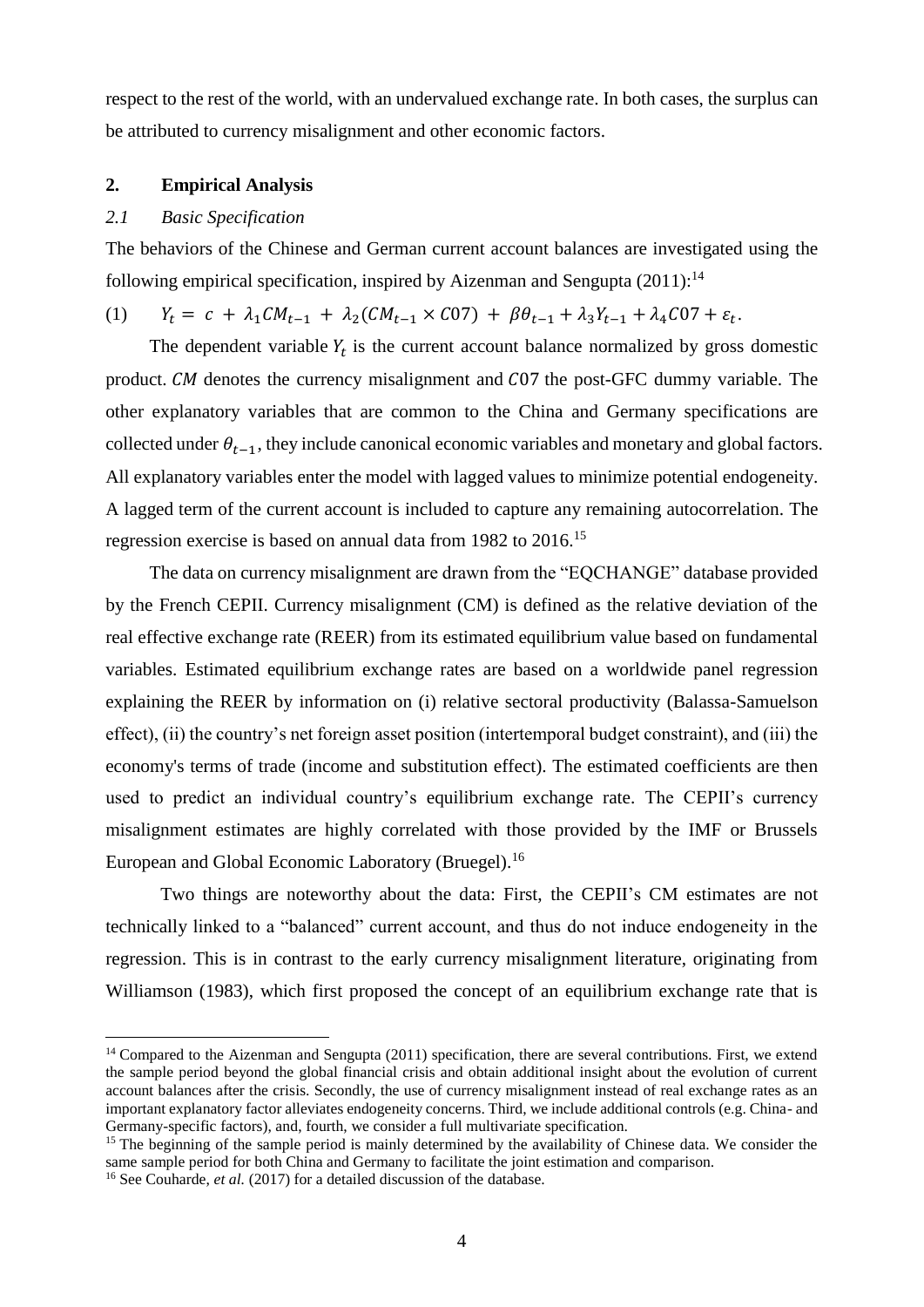respect to the rest of the world, with an undervalued exchange rate. In both cases, the surplus can be attributed to currency misalignment and other economic factors.

## 2. Empirical Analysis

### *2.1 Basic Specification*

The behaviors of the Chinese and German current account balances are investigated using the following empirical specification, inspired by Aizenman and Sengupta (2011):[14]

$$(1) \qquad Y_t = c + \lambda_1 CM_{t-1} + \lambda_2 (CM_{t-1} \times C07) + \beta\theta_{t-1} + \lambda_3 Y_{t-1} + \lambda_4 C07 + \varepsilon_t.$$

The dependent variable $Y_t$ is the current account balance normalized by gross domestic product. $CM$ denotes the currency misalignment and $C07$ the post-GFC dummy variable. The other explanatory variables that are common to the China and Germany specifications are collected under $\theta_{t-1}$, they include canonical economic variables and monetary and global factors. All explanatory variables enter the model with lagged values to minimize potential endogeneity. A lagged term of the current account is included to capture any remaining autocorrelation. The regression exercise is based on annual data from 1982 to 2016.[15]

The data on currency misalignment are drawn from the "EQCHANGE" database provided by the French CEPII. Currency misalignment (CM) is defined as the relative deviation of the real effective exchange rate (REER) from its estimated equilibrium value based on fundamental variables. Estimated equilibrium exchange rates are based on a worldwide panel regression explaining the REER by information on (i) relative sectoral productivity (Balassa-Samuelson effect), (ii) the country's net foreign asset position (intertemporal budget constraint), and (iii) the economy's terms of trade (income and substitution effect). The estimated coefficients are then used to predict an individual country's equilibrium exchange rate. The CEPII's currency misalignment estimates are highly correlated with those provided by the IMF or Brussels European and Global Economic Laboratory (Bruegel).[16]

Two things are noteworthy about the data: First, the CEPII's CM estimates are not technically linked to a "balanced" current account, and thus do not induce endogeneity in the regression. This is in contrast to the early currency misalignment literature, originating from Williamson (1983), which first proposed the concept of an equilibrium exchange rate that is

---

[14] Compared to the Aizenman and Sengupta (2011) specification, there are several contributions. First, we extend the sample period beyond the global financial crisis and obtain additional insight about the evolution of current account balances after the crisis. Secondly, the use of currency misalignment instead of real exchange rates as an important explanatory factor alleviates endogeneity concerns. Third, we include additional controls (e.g. China- and Germany-specific factors), and, fourth, we consider a full multivariate specification.

[15] The beginning of the sample period is mainly determined by the availability of Chinese data. We consider the same sample period for both China and Germany to facilitate the joint estimation and comparison.

[16] See Couharde, *et al.* (2017) for a detailed discussion of the database.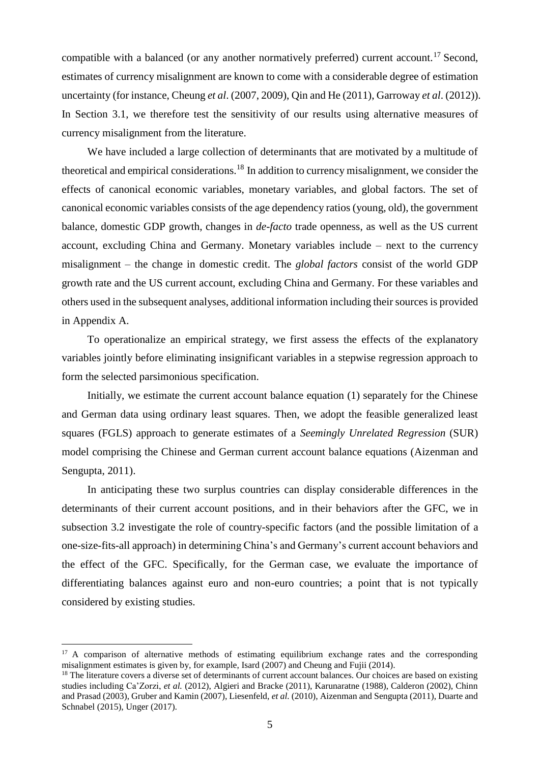compatible with a balanced (or any another normatively preferred) current account.[17] Second, estimates of currency misalignment are known to come with a considerable degree of estimation uncertainty (for instance, Cheung *et al*. (2007, 2009), Qin and He (2011), Garroway *et al*. (2012)). In Section 3.1, we therefore test the sensitivity of our results using alternative measures of currency misalignment from the literature.

We have included a large collection of determinants that are motivated by a multitude of theoretical and empirical considerations.[18] In addition to currency misalignment, we consider the effects of canonical economic variables, monetary variables, and global factors. The set of canonical economic variables consists of the age dependency ratios (young, old), the government balance, domestic GDP growth, changes in *de-facto* trade openness, as well as the US current account, excluding China and Germany. Monetary variables include – next to the currency misalignment – the change in domestic credit. The *global factors* consist of the world GDP growth rate and the US current account, excluding China and Germany. For these variables and others used in the subsequent analyses, additional information including their sources is provided in Appendix A.

To operationalize an empirical strategy, we first assess the effects of the explanatory variables jointly before eliminating insignificant variables in a stepwise regression approach to form the selected parsimonious specification.

Initially, we estimate the current account balance equation (1) separately for the Chinese and German data using ordinary least squares. Then, we adopt the feasible generalized least squares (FGLS) approach to generate estimates of a *Seemingly Unrelated Regression* (SUR) model comprising the Chinese and German current account balance equations (Aizenman and Sengupta, 2011).

In anticipating these two surplus countries can display considerable differences in the determinants of their current account positions, and in their behaviors after the GFC, we in subsection 3.2 investigate the role of country-specific factors (and the possible limitation of a one-size-fits-all approach) in determining China's and Germany's current account behaviors and the effect of the GFC. Specifically, for the German case, we evaluate the importance of differentiating balances against euro and non-euro countries; a point that is not typically considered by existing studies.

---

[17] A comparison of alternative methods of estimating equilibrium exchange rates and the corresponding misalignment estimates is given by, for example, Isard (2007) and Cheung and Fujii (2014).

[18] The literature covers a diverse set of determinants of current account balances. Our choices are based on existing studies including Ca'Zorzi, *et al.* (2012), Algieri and Bracke (2011), Karunaratne (1988), Calderon (2002), Chinn and Prasad (2003), Gruber and Kamin (2007), Liesenfeld, *et al.* (2010), Aizenman and Sengupta (2011), Duarte and Schnabel (2015), Unger (2017).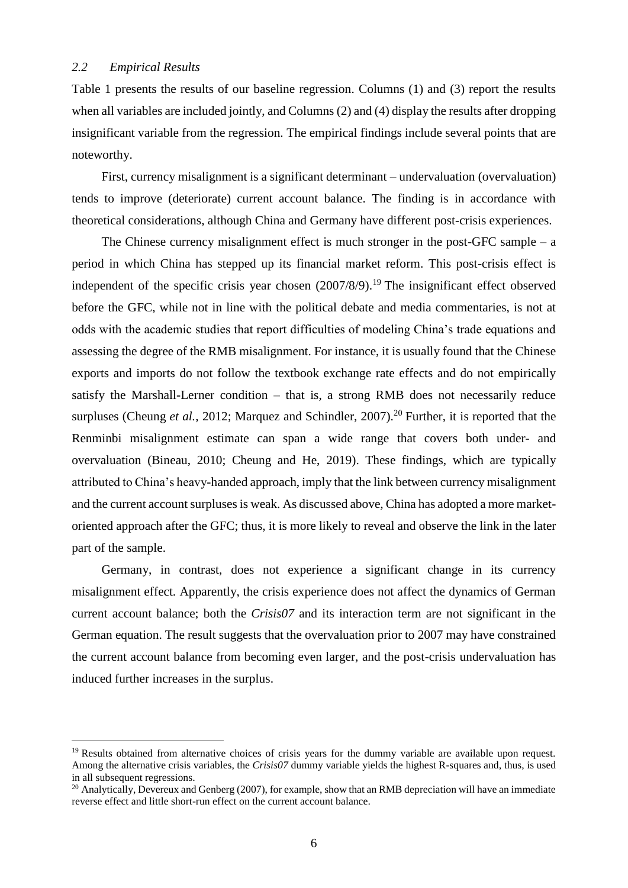### *2.2 Empirical Results*

Table 1 presents the results of our baseline regression. Columns (1) and (3) report the results when all variables are included jointly, and Columns (2) and (4) display the results after dropping insignificant variable from the regression. The empirical findings include several points that are noteworthy.

First, currency misalignment is a significant determinant – undervaluation (overvaluation) tends to improve (deteriorate) current account balance. The finding is in accordance with theoretical considerations, although China and Germany have different post-crisis experiences.

The Chinese currency misalignment effect is much stronger in the post-GFC sample – a period in which China has stepped up its financial market reform. This post-crisis effect is independent of the specific crisis year chosen (2007/8/9).[19] The insignificant effect observed before the GFC, while not in line with the political debate and media commentaries, is not at odds with the academic studies that report difficulties of modeling China's trade equations and assessing the degree of the RMB misalignment. For instance, it is usually found that the Chinese exports and imports do not follow the textbook exchange rate effects and do not empirically satisfy the Marshall-Lerner condition – that is, a strong RMB does not necessarily reduce surpluses (Cheung *et al.*, 2012; Marquez and Schindler, 2007).[20] Further, it is reported that the Renminbi misalignment estimate can span a wide range that covers both under- and overvaluation (Bineau, 2010; Cheung and He, 2019). These findings, which are typically attributed to China's heavy-handed approach, imply that the link between currency misalignment and the current account surpluses is weak. As discussed above, China has adopted a more market-oriented approach after the GFC; thus, it is more likely to reveal and observe the link in the later part of the sample.

Germany, in contrast, does not experience a significant change in its currency misalignment effect. Apparently, the crisis experience does not affect the dynamics of German current account balance; both the *Crisis07* and its interaction term are not significant in the German equation. The result suggests that the overvaluation prior to 2007 may have constrained the current account balance from becoming even larger, and the post-crisis undervaluation has induced further increases in the surplus.

---

[19] Results obtained from alternative choices of crisis years for the dummy variable are available upon request. Among the alternative crisis variables, the *Crisis07* dummy variable yields the highest R-squares and, thus, is used in all subsequent regressions.

[20] Analytically, Devereux and Genberg (2007), for example, show that an RMB depreciation will have an immediate reverse effect and little short-run effect on the current account balance.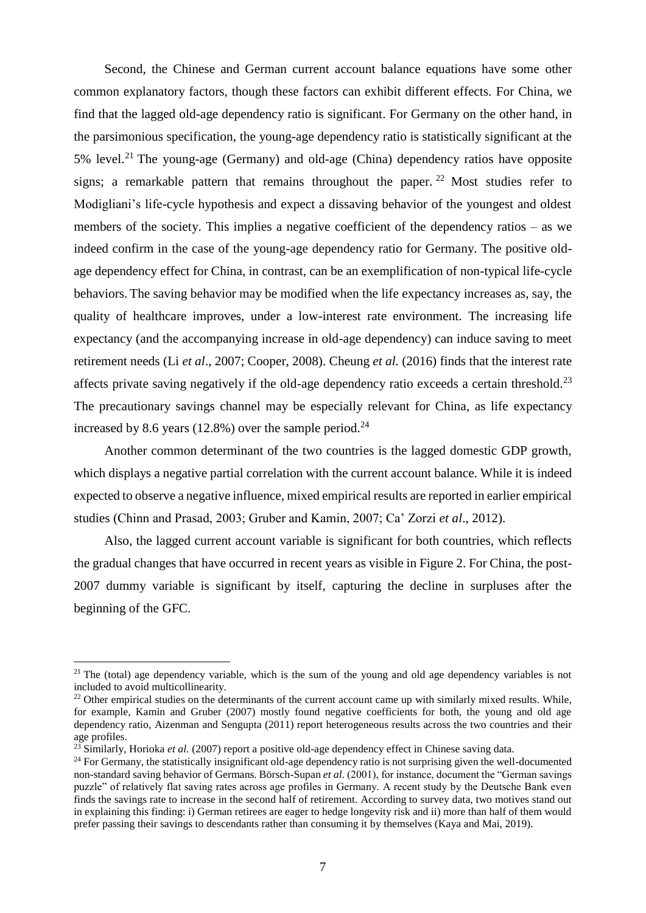Second, the Chinese and German current account balance equations have some other common explanatory factors, though these factors can exhibit different effects. For China, we find that the lagged old-age dependency ratio is significant. For Germany on the other hand, in the parsimonious specification, the young-age dependency ratio is statistically significant at the 5% level.[21] The young-age (Germany) and old-age (China) dependency ratios have opposite signs; a remarkable pattern that remains throughout the paper.[22] Most studies refer to Modigliani's life-cycle hypothesis and expect a dissaving behavior of the youngest and oldest members of the society. This implies a negative coefficient of the dependency ratios – as we indeed confirm in the case of the young-age dependency ratio for Germany. The positive old-age dependency effect for China, in contrast, can be an exemplification of non-typical life-cycle behaviors. The saving behavior may be modified when the life expectancy increases as, say, the quality of healthcare improves, under a low-interest rate environment. The increasing life expectancy (and the accompanying increase in old-age dependency) can induce saving to meet retirement needs (Li *et al*., 2007; Cooper, 2008). Cheung *et al.* (2016) finds that the interest rate affects private saving negatively if the old-age dependency ratio exceeds a certain threshold.[23] The precautionary savings channel may be especially relevant for China, as life expectancy increased by 8.6 years (12.8%) over the sample period.[24]

Another common determinant of the two countries is the lagged domestic GDP growth, which displays a negative partial correlation with the current account balance. While it is indeed expected to observe a negative influence, mixed empirical results are reported in earlier empirical studies (Chinn and Prasad, 2003; Gruber and Kamin, 2007; Ca' Zorzi *et al*., 2012).

Also, the lagged current account variable is significant for both countries, which reflects the gradual changes that have occurred in recent years as visible in Figure 2. For China, the post-2007 dummy variable is significant by itself, capturing the decline in surpluses after the beginning of the GFC.

---

[21] The (total) age dependency variable, which is the sum of the young and old age dependency variables is not included to avoid multicollinearity.

[22] Other empirical studies on the determinants of the current account came up with similarly mixed results. While, for example, Kamin and Gruber (2007) mostly found negative coefficients for both, the young and old age dependency ratio, Aizenman and Sengupta (2011) report heterogeneous results across the two countries and their age profiles.

[23] Similarly, Horioka *et al.* (2007) report a positive old-age dependency effect in Chinese saving data.

[24] For Germany, the statistically insignificant old-age dependency ratio is not surprising given the well-documented non-standard saving behavior of Germans. Börsch-Supan *et al.* (2001), for instance, document the "German savings puzzle" of relatively flat saving rates across age profiles in Germany. A recent study by the Deutsche Bank even finds the savings rate to increase in the second half of retirement. According to survey data, two motives stand out in explaining this finding: i) German retirees are eager to hedge longevity risk and ii) more than half of them would prefer passing their savings to descendants rather than consuming it by themselves (Kaya and Mai, 2019).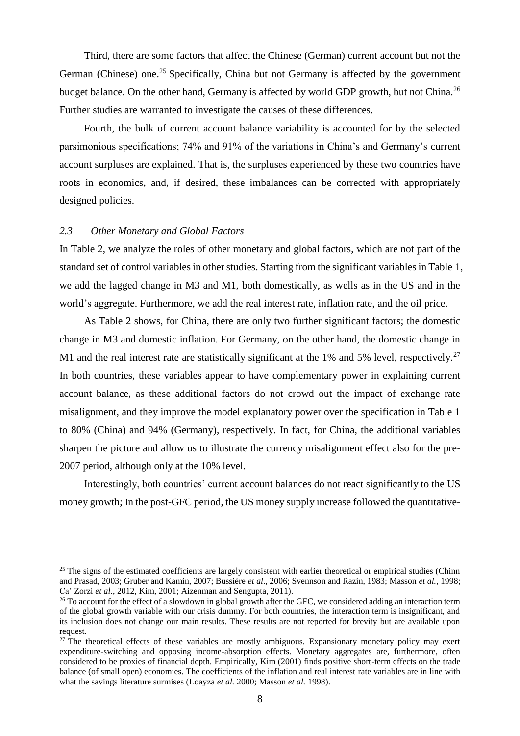Third, there are some factors that affect the Chinese (German) current account but not the German (Chinese) one.[25] Specifically, China but not Germany is affected by the government budget balance. On the other hand, Germany is affected by world GDP growth, but not China.[26] Further studies are warranted to investigate the causes of these differences.

Fourth, the bulk of current account balance variability is accounted for by the selected parsimonious specifications; 74% and 91% of the variations in China's and Germany's current account surpluses are explained. That is, the surpluses experienced by these two countries have roots in economics, and, if desired, these imbalances can be corrected with appropriately designed policies.

### *2.3 Other Monetary and Global Factors*

In Table 2, we analyze the roles of other monetary and global factors, which are not part of the standard set of control variables in other studies. Starting from the significant variables in Table 1, we add the lagged change in M3 and M1, both domestically, as wells as in the US and in the world's aggregate. Furthermore, we add the real interest rate, inflation rate, and the oil price.

As Table 2 shows, for China, there are only two further significant factors; the domestic change in M3 and domestic inflation. For Germany, on the other hand, the domestic change in M1 and the real interest rate are statistically significant at the 1% and 5% level, respectively.[27] In both countries, these variables appear to have complementary power in explaining current account balance, as these additional factors do not crowd out the impact of exchange rate misalignment, and they improve the model explanatory power over the specification in Table 1 to 80% (China) and 94% (Germany), respectively. In fact, for China, the additional variables sharpen the picture and allow us to illustrate the currency misalignment effect also for the pre-2007 period, although only at the 10% level.

Interestingly, both countries' current account balances do not react significantly to the US money growth; In the post-GFC period, the US money supply increase followed the quantitative-

---

[25] The signs of the estimated coefficients are largely consistent with earlier theoretical or empirical studies (Chinn and Prasad, 2003; Gruber and Kamin, 2007; Bussière *et al*., 2006; Svennson and Razin, 1983; Masson *et al.*, 1998; Ca' Zorzi *et al*., 2012, Kim, 2001; Aizenman and Sengupta, 2011).

[26] To account for the effect of a slowdown in global growth after the GFC, we considered adding an interaction term of the global growth variable with our crisis dummy. For both countries, the interaction term is insignificant, and its inclusion does not change our main results. These results are not reported for brevity but are available upon request.

[27] The theoretical effects of these variables are mostly ambiguous. Expansionary monetary policy may exert expenditure-switching and opposing income-absorption effects. Monetary aggregates are, furthermore, often considered to be proxies of financial depth. Empirically, Kim (2001) finds positive short-term effects on the trade balance (of small open) economies. The coefficients of the inflation and real interest rate variables are in line with what the savings literature surmises (Loayza *et al.* 2000; Masson *et al.* 1998).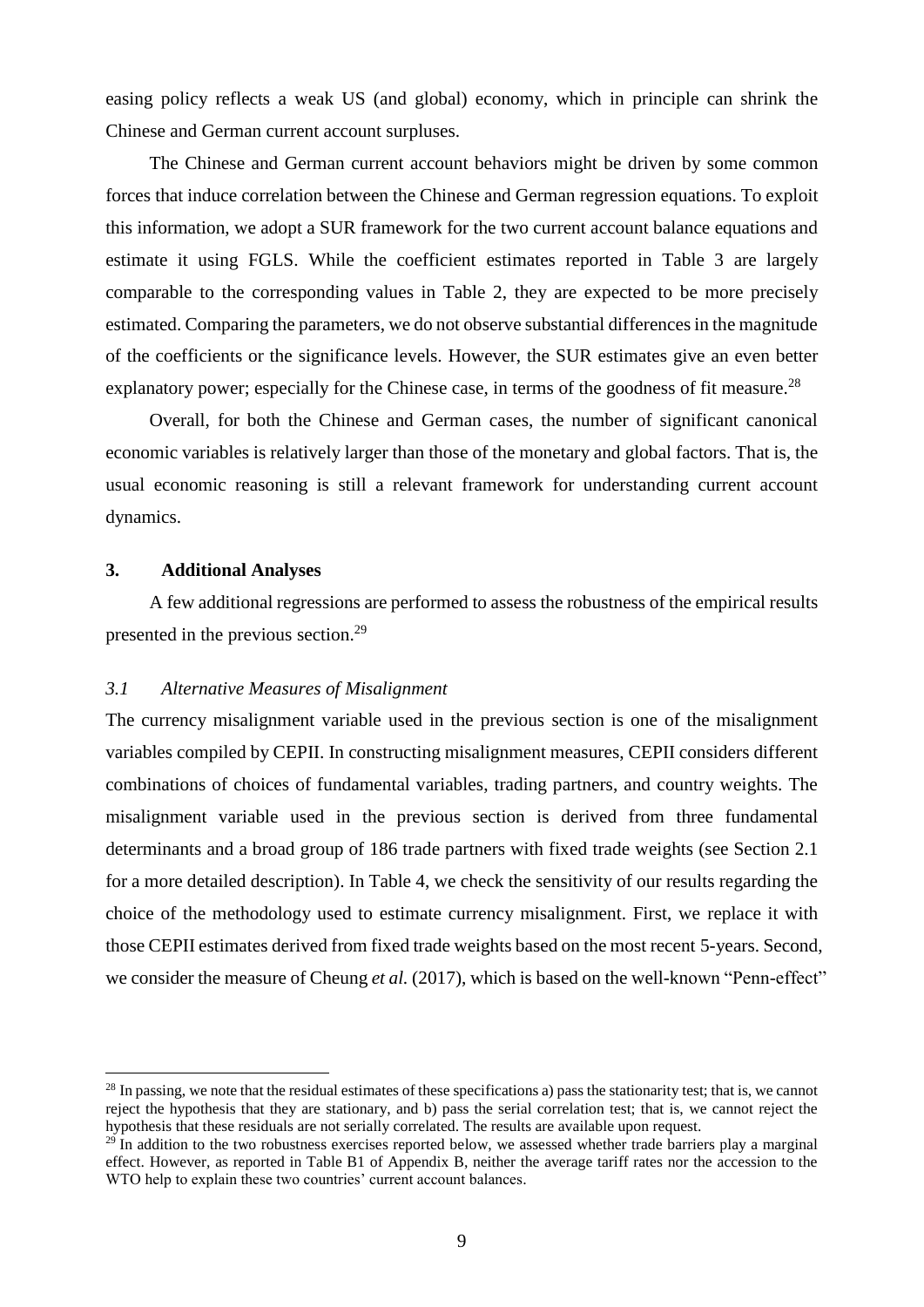easing policy reflects a weak US (and global) economy, which in principle can shrink the Chinese and German current account surpluses.

The Chinese and German current account behaviors might be driven by some common forces that induce correlation between the Chinese and German regression equations. To exploit this information, we adopt a SUR framework for the two current account balance equations and estimate it using FGLS. While the coefficient estimates reported in Table 3 are largely comparable to the corresponding values in Table 2, they are expected to be more precisely estimated. Comparing the parameters, we do not observe substantial differences in the magnitude of the coefficients or the significance levels. However, the SUR estimates give an even better explanatory power; especially for the Chinese case, in terms of the goodness of fit measure.[28]

Overall, for both the Chinese and German cases, the number of significant canonical economic variables is relatively larger than those of the monetary and global factors. That is, the usual economic reasoning is still a relevant framework for understanding current account dynamics.

## 3. Additional Analyses

A few additional regressions are performed to assess the robustness of the empirical results presented in the previous section.[29]

### *3.1 Alternative Measures of Misalignment*

The currency misalignment variable used in the previous section is one of the misalignment variables compiled by CEPII. In constructing misalignment measures, CEPII considers different combinations of choices of fundamental variables, trading partners, and country weights. The misalignment variable used in the previous section is derived from three fundamental determinants and a broad group of 186 trade partners with fixed trade weights (see Section 2.1 for a more detailed description). In Table 4, we check the sensitivity of our results regarding the choice of the methodology used to estimate currency misalignment. First, we replace it with those CEPII estimates derived from fixed trade weights based on the most recent 5-years. Second, we consider the measure of Cheung *et al.* (2017), which is based on the well-known "Penn-effect"

---

[28] In passing, we note that the residual estimates of these specifications a) pass the stationarity test; that is, we cannot reject the hypothesis that they are stationary, and b) pass the serial correlation test; that is, we cannot reject the hypothesis that these residuals are not serially correlated. The results are available upon request.

[29] In addition to the two robustness exercises reported below, we assessed whether trade barriers play a marginal effect. However, as reported in Table B1 of Appendix B, neither the average tariff rates nor the accession to the WTO help to explain these two countries' current account balances.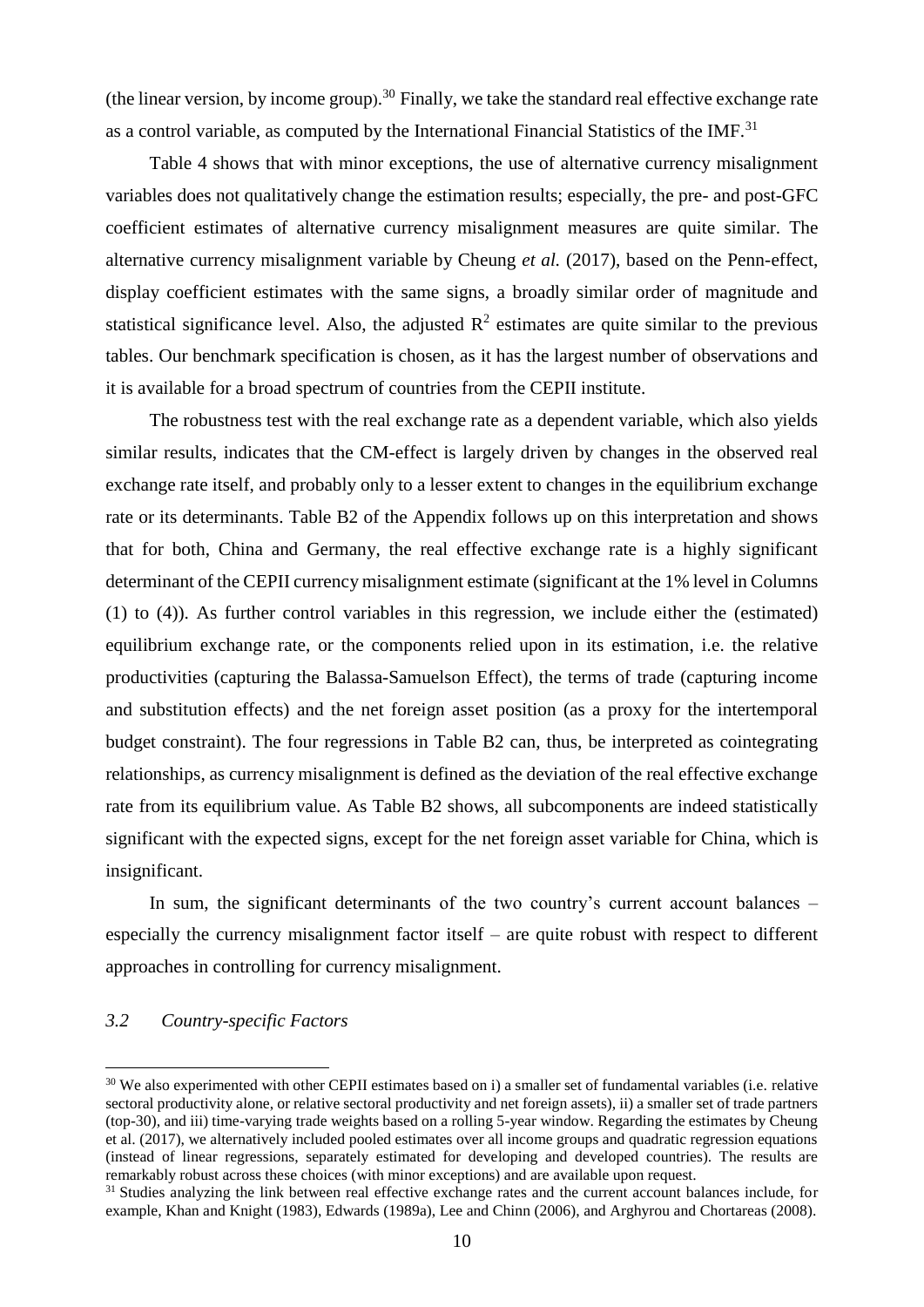(the linear version, by income group).[30] Finally, we take the standard real effective exchange rate as a control variable, as computed by the International Financial Statistics of the IMF.[31]

Table 4 shows that with minor exceptions, the use of alternative currency misalignment variables does not qualitatively change the estimation results; especially, the pre- and post-GFC coefficient estimates of alternative currency misalignment measures are quite similar. The alternative currency misalignment variable by Cheung *et al.* (2017), based on the Penn-effect, display coefficient estimates with the same signs, a broadly similar order of magnitude and statistical significance level. Also, the adjusted $R^2$ estimates are quite similar to the previous tables. Our benchmark specification is chosen, as it has the largest number of observations and it is available for a broad spectrum of countries from the CEPII institute.

The robustness test with the real exchange rate as a dependent variable, which also yields similar results, indicates that the CM-effect is largely driven by changes in the observed real exchange rate itself, and probably only to a lesser extent to changes in the equilibrium exchange rate or its determinants. Table B2 of the Appendix follows up on this interpretation and shows that for both, China and Germany, the real effective exchange rate is a highly significant determinant of the CEPII currency misalignment estimate (significant at the 1% level in Columns (1) to (4)). As further control variables in this regression, we include either the (estimated) equilibrium exchange rate, or the components relied upon in its estimation, i.e. the relative productivities (capturing the Balassa-Samuelson Effect), the terms of trade (capturing income and substitution effects) and the net foreign asset position (as a proxy for the intertemporal budget constraint). The four regressions in Table B2 can, thus, be interpreted as cointegrating relationships, as currency misalignment is defined as the deviation of the real effective exchange rate from its equilibrium value. As Table B2 shows, all subcomponents are indeed statistically significant with the expected signs, except for the net foreign asset variable for China, which is insignificant.

In sum, the significant determinants of the two country's current account balances – especially the currency misalignment factor itself – are quite robust with respect to different approaches in controlling for currency misalignment.

### *3.2 Country-specific Factors*

---

[30] We also experimented with other CEPII estimates based on i) a smaller set of fundamental variables (i.e. relative sectoral productivity alone, or relative sectoral productivity and net foreign assets), ii) a smaller set of trade partners (top-30), and iii) time-varying trade weights based on a rolling 5-year window. Regarding the estimates by Cheung et al. (2017), we alternatively included pooled estimates over all income groups and quadratic regression equations (instead of linear regressions, separately estimated for developing and developed countries). The results are remarkably robust across these choices (with minor exceptions) and are available upon request.

[31] Studies analyzing the link between real effective exchange rates and the current account balances include, for example, Khan and Knight (1983), Edwards (1989a), Lee and Chinn (2006), and Arghyrou and Chortareas (2008).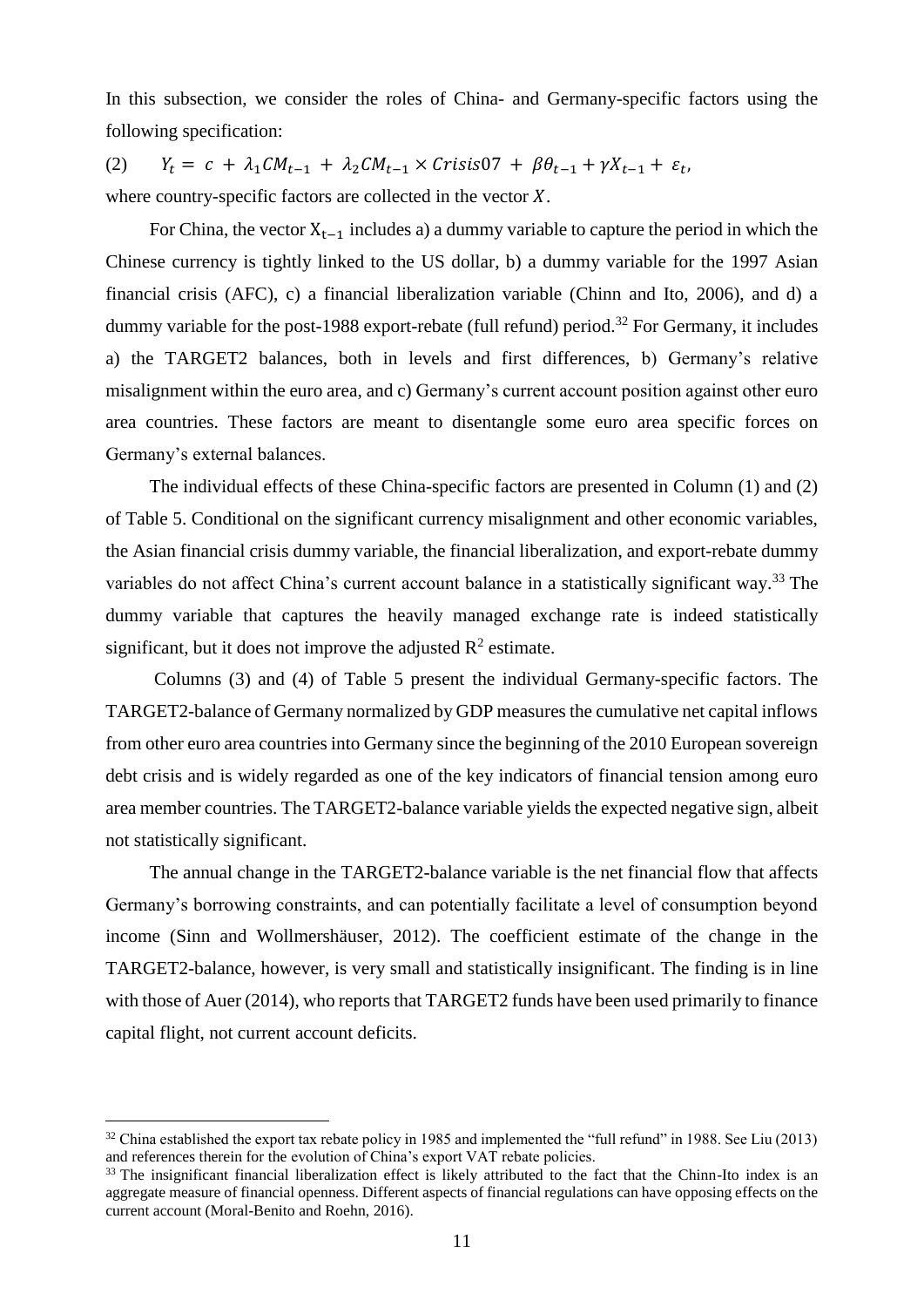In this subsection, we consider the roles of China- and Germany-specific factors using the following specification:

(2) $Y_t = c + \lambda_1 CM_{t-1} + \lambda_2 CM_{t-1} \times Crisis07 + \beta\theta_{t-1} + \gamma X_{t-1} + \varepsilon_t$,

where country-specific factors are collected in the vector $X$.

For China, the vector $X_{t-1}$ includes a) a dummy variable to capture the period in which the Chinese currency is tightly linked to the US dollar, b) a dummy variable for the 1997 Asian financial crisis (AFC), c) a financial liberalization variable (Chinn and Ito, 2006), and d) a dummy variable for the post-1988 export-rebate (full refund) period.[32] For Germany, it includes a) the TARGET2 balances, both in levels and first differences, b) Germany's relative misalignment within the euro area, and c) Germany's current account position against other euro area countries. These factors are meant to disentangle some euro area specific forces on Germany's external balances.

The individual effects of these China-specific factors are presented in Column (1) and (2) of Table 5. Conditional on the significant currency misalignment and other economic variables, the Asian financial crisis dummy variable, the financial liberalization, and export-rebate dummy variables do not affect China's current account balance in a statistically significant way.[33] The dummy variable that captures the heavily managed exchange rate is indeed statistically significant, but it does not improve the adjusted $R^2$ estimate.

Columns (3) and (4) of Table 5 present the individual Germany-specific factors. The TARGET2-balance of Germany normalized by GDP measures the cumulative net capital inflows from other euro area countries into Germany since the beginning of the 2010 European sovereign debt crisis and is widely regarded as one of the key indicators of financial tension among euro area member countries. The TARGET2-balance variable yields the expected negative sign, albeit not statistically significant.

The annual change in the TARGET2-balance variable is the net financial flow that affects Germany's borrowing constraints, and can potentially facilitate a level of consumption beyond income (Sinn and Wollmershäuser, 2012). The coefficient estimate of the change in the TARGET2-balance, however, is very small and statistically insignificant. The finding is in line with those of Auer (2014), who reports that TARGET2 funds have been used primarily to finance capital flight, not current account deficits.

---

[32] China established the export tax rebate policy in 1985 and implemented the "full refund" in 1988. See Liu (2013) and references therein for the evolution of China's export VAT rebate policies.

[33] The insignificant financial liberalization effect is likely attributed to the fact that the Chinn-Ito index is an aggregate measure of financial openness. Different aspects of financial regulations can have opposing effects on the current account (Moral-Benito and Roehn, 2016).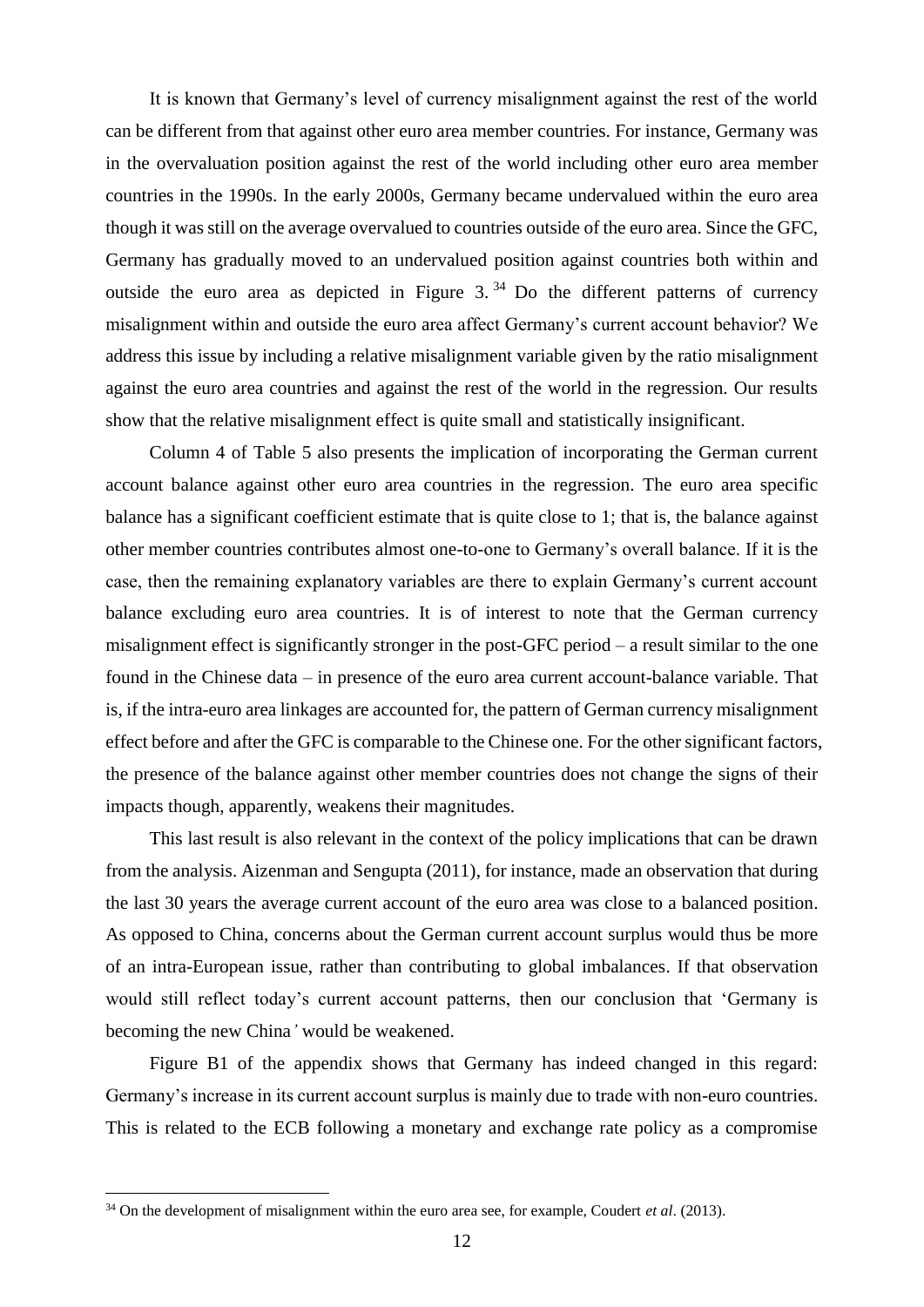It is known that Germany's level of currency misalignment against the rest of the world can be different from that against other euro area member countries. For instance, Germany was in the overvaluation position against the rest of the world including other euro area member countries in the 1990s. In the early 2000s, Germany became undervalued within the euro area though it was still on the average overvalued to countries outside of the euro area. Since the GFC, Germany has gradually moved to an undervalued position against countries both within and outside the euro area as depicted in Figure 3.[34] Do the different patterns of currency misalignment within and outside the euro area affect Germany's current account behavior? We address this issue by including a relative misalignment variable given by the ratio misalignment against the euro area countries and against the rest of the world in the regression. Our results show that the relative misalignment effect is quite small and statistically insignificant.

Column 4 of Table 5 also presents the implication of incorporating the German current account balance against other euro area countries in the regression. The euro area specific balance has a significant coefficient estimate that is quite close to 1; that is, the balance against other member countries contributes almost one-to-one to Germany's overall balance. If it is the case, then the remaining explanatory variables are there to explain Germany's current account balance excluding euro area countries. It is of interest to note that the German currency misalignment effect is significantly stronger in the post-GFC period – a result similar to the one found in the Chinese data – in presence of the euro area current account-balance variable. That is, if the intra-euro area linkages are accounted for, the pattern of German currency misalignment effect before and after the GFC is comparable to the Chinese one. For the other significant factors, the presence of the balance against other member countries does not change the signs of their impacts though, apparently, weakens their magnitudes.

This last result is also relevant in the context of the policy implications that can be drawn from the analysis. Aizenman and Sengupta (2011), for instance, made an observation that during the last 30 years the average current account of the euro area was close to a balanced position. As opposed to China, concerns about the German current account surplus would thus be more of an intra-European issue, rather than contributing to global imbalances. If that observation would still reflect today's current account patterns, then our conclusion that 'Germany is becoming the new China*'* would be weakened.

Figure B1 of the appendix shows that Germany has indeed changed in this regard: Germany's increase in its current account surplus is mainly due to trade with non-euro countries. This is related to the ECB following a monetary and exchange rate policy as a compromise

---

[34] On the development of misalignment within the euro area see, for example, Coudert *et al*. (2013).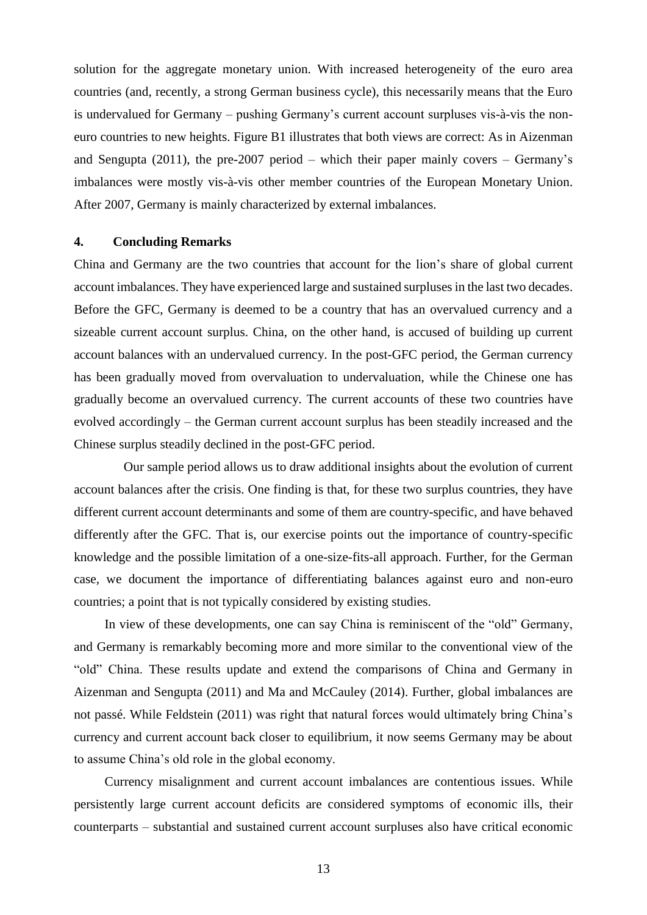solution for the aggregate monetary union. With increased heterogeneity of the euro area countries (and, recently, a strong German business cycle), this necessarily means that the Euro is undervalued for Germany – pushing Germany's current account surpluses vis-à-vis the non-euro countries to new heights. Figure B1 illustrates that both views are correct: As in Aizenman and Sengupta (2011), the pre-2007 period – which their paper mainly covers – Germany's imbalances were mostly vis-à-vis other member countries of the European Monetary Union. After 2007, Germany is mainly characterized by external imbalances.

## 4. Concluding Remarks

China and Germany are the two countries that account for the lion's share of global current account imbalances. They have experienced large and sustained surpluses in the last two decades. Before the GFC, Germany is deemed to be a country that has an overvalued currency and a sizeable current account surplus. China, on the other hand, is accused of building up current account balances with an undervalued currency. In the post-GFC period, the German currency has been gradually moved from overvaluation to undervaluation, while the Chinese one has gradually become an overvalued currency. The current accounts of these two countries have evolved accordingly – the German current account surplus has been steadily increased and the Chinese surplus steadily declined in the post-GFC period.

Our sample period allows us to draw additional insights about the evolution of current account balances after the crisis. One finding is that, for these two surplus countries, they have different current account determinants and some of them are country-specific, and have behaved differently after the GFC. That is, our exercise points out the importance of country-specific knowledge and the possible limitation of a one-size-fits-all approach. Further, for the German case, we document the importance of differentiating balances against euro and non-euro countries; a point that is not typically considered by existing studies.

In view of these developments, one can say China is reminiscent of the "old" Germany, and Germany is remarkably becoming more and more similar to the conventional view of the "old" China. These results update and extend the comparisons of China and Germany in Aizenman and Sengupta (2011) and Ma and McCauley (2014). Further, global imbalances are not passé. While Feldstein (2011) was right that natural forces would ultimately bring China's currency and current account back closer to equilibrium, it now seems Germany may be about to assume China's old role in the global economy.

Currency misalignment and current account imbalances are contentious issues. While persistently large current account deficits are considered symptoms of economic ills, their counterparts – substantial and sustained current account surpluses also have critical economic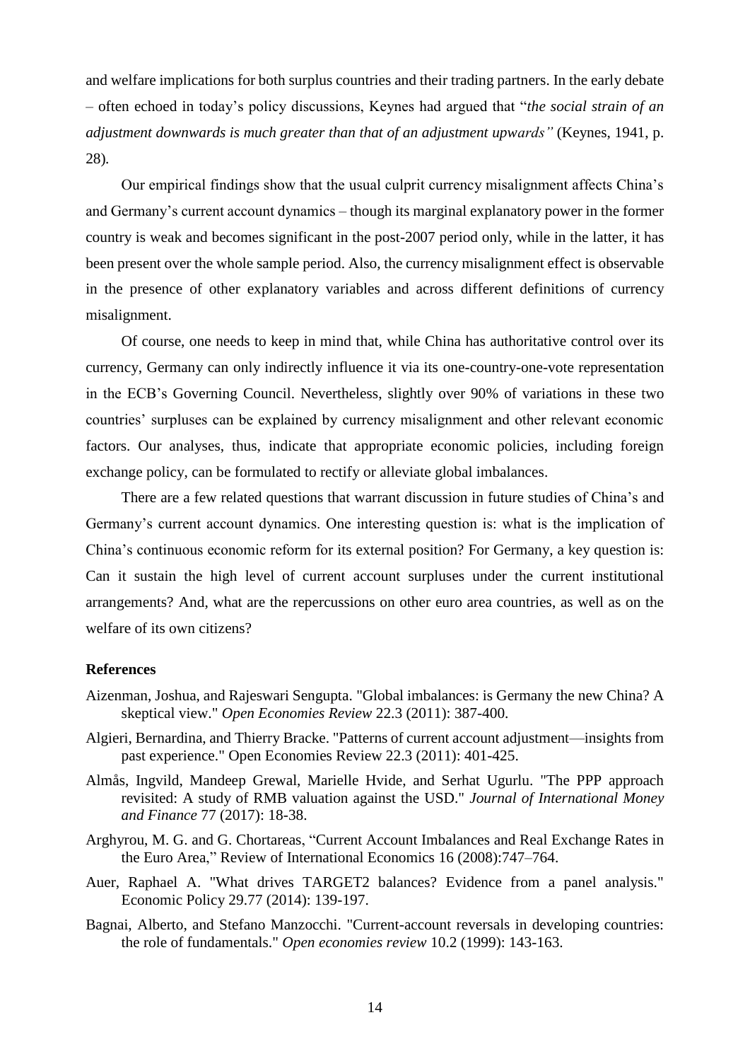and welfare implications for both surplus countries and their trading partners. In the early debate – often echoed in today's policy discussions, Keynes had argued that "*the social strain of an adjustment downwards is much greater than that of an adjustment upwards"* (Keynes, 1941, p. 28).

Our empirical findings show that the usual culprit currency misalignment affects China's and Germany's current account dynamics – though its marginal explanatory power in the former country is weak and becomes significant in the post-2007 period only, while in the latter, it has been present over the whole sample period. Also, the currency misalignment effect is observable in the presence of other explanatory variables and across different definitions of currency misalignment.

Of course, one needs to keep in mind that, while China has authoritative control over its currency, Germany can only indirectly influence it via its one-country-one-vote representation in the ECB's Governing Council. Nevertheless, slightly over 90% of variations in these two countries' surpluses can be explained by currency misalignment and other relevant economic factors. Our analyses, thus, indicate that appropriate economic policies, including foreign exchange policy, can be formulated to rectify or alleviate global imbalances.

There are a few related questions that warrant discussion in future studies of China's and Germany's current account dynamics. One interesting question is: what is the implication of China's continuous economic reform for its external position? For Germany, a key question is: Can it sustain the high level of current account surpluses under the current institutional arrangements? And, what are the repercussions on other euro area countries, as well as on the welfare of its own citizens?

## References

Aizenman, Joshua, and Rajeswari Sengupta. "Global imbalances: is Germany the new China? A skeptical view." *Open Economies Review* 22.3 (2011): 387-400.

Algieri, Bernardina, and Thierry Bracke. "Patterns of current account adjustment—insights from past experience." Open Economies Review 22.3 (2011): 401-425.

Almås, Ingvild, Mandeep Grewal, Marielle Hvide, and Serhat Ugurlu. "The PPP approach revisited: A study of RMB valuation against the USD." *Journal of International Money and Finance* 77 (2017): 18-38.

Arghyrou, M. G. and G. Chortareas, "Current Account Imbalances and Real Exchange Rates in the Euro Area," Review of International Economics 16 (2008):747–764.

Auer, Raphael A. "What drives TARGET2 balances? Evidence from a panel analysis." Economic Policy 29.77 (2014): 139-197.

Bagnai, Alberto, and Stefano Manzocchi. "Current-account reversals in developing countries: the role of fundamentals." *Open economies review* 10.2 (1999): 143-163.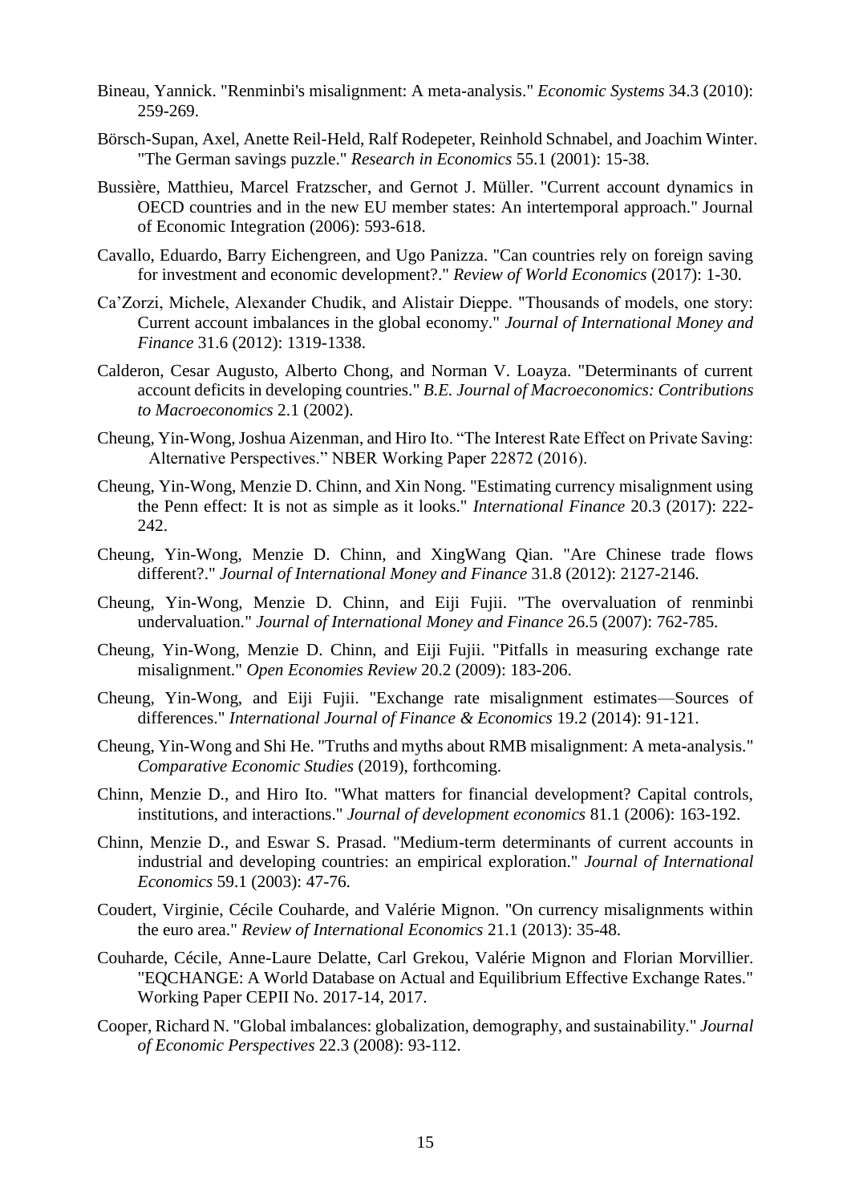Bineau, Yannick. "Renminbi's misalignment: A meta-analysis." *Economic Systems* 34.3 (2010): 259-269.

Börsch-Supan, Axel, Anette Reil-Held, Ralf Rodepeter, Reinhold Schnabel, and Joachim Winter. "The German savings puzzle." *Research in Economics* 55.1 (2001): 15-38.

Bussière, Matthieu, Marcel Fratzscher, and Gernot J. Müller. "Current account dynamics in OECD countries and in the new EU member states: An intertemporal approach." Journal of Economic Integration (2006): 593-618.

Cavallo, Eduardo, Barry Eichengreen, and Ugo Panizza. "Can countries rely on foreign saving for investment and economic development?." *Review of World Economics* (2017): 1-30.

Ca'Zorzi, Michele, Alexander Chudik, and Alistair Dieppe. "Thousands of models, one story: Current account imbalances in the global economy." *Journal of International Money and Finance* 31.6 (2012): 1319-1338.

Calderon, Cesar Augusto, Alberto Chong, and Norman V. Loayza. "Determinants of current account deficits in developing countries." *B.E. Journal of Macroeconomics: Contributions to Macroeconomics* 2.1 (2002).

Cheung, Yin-Wong, Joshua Aizenman, and Hiro Ito. "The Interest Rate Effect on Private Saving: Alternative Perspectives." NBER Working Paper 22872 (2016).

Cheung, Yin-Wong, Menzie D. Chinn, and Xin Nong. "Estimating currency misalignment using the Penn effect: It is not as simple as it looks." *International Finance* 20.3 (2017): 222-242.

Cheung, Yin-Wong, Menzie D. Chinn, and XingWang Qian. "Are Chinese trade flows different?." *Journal of International Money and Finance* 31.8 (2012): 2127-2146.

Cheung, Yin-Wong, Menzie D. Chinn, and Eiji Fujii. "The overvaluation of renminbi undervaluation." *Journal of International Money and Finance* 26.5 (2007): 762-785.

Cheung, Yin-Wong, Menzie D. Chinn, and Eiji Fujii. "Pitfalls in measuring exchange rate misalignment." *Open Economies Review* 20.2 (2009): 183-206.

Cheung, Yin-Wong, and Eiji Fujii. "Exchange rate misalignment estimates—Sources of differences." *International Journal of Finance & Economics* 19.2 (2014): 91-121.

Cheung, Yin-Wong and Shi He. "Truths and myths about RMB misalignment: A meta-analysis." *Comparative Economic Studies* (2019), forthcoming.

Chinn, Menzie D., and Hiro Ito. "What matters for financial development? Capital controls, institutions, and interactions." *Journal of development economics* 81.1 (2006): 163-192.

Chinn, Menzie D., and Eswar S. Prasad. "Medium-term determinants of current accounts in industrial and developing countries: an empirical exploration." *Journal of International Economics* 59.1 (2003): 47-76.

Coudert, Virginie, Cécile Couharde, and Valérie Mignon. "On currency misalignments within the euro area." *Review of International Economics* 21.1 (2013): 35-48.

Couharde, Cécile, Anne-Laure Delatte, Carl Grekou, Valérie Mignon and Florian Morvillier. "EQCHANGE: A World Database on Actual and Equilibrium Effective Exchange Rates." Working Paper CEPII No. 2017-14, 2017.

Cooper, Richard N. "Global imbalances: globalization, demography, and sustainability." *Journal of Economic Perspectives* 22.3 (2008): 93-112.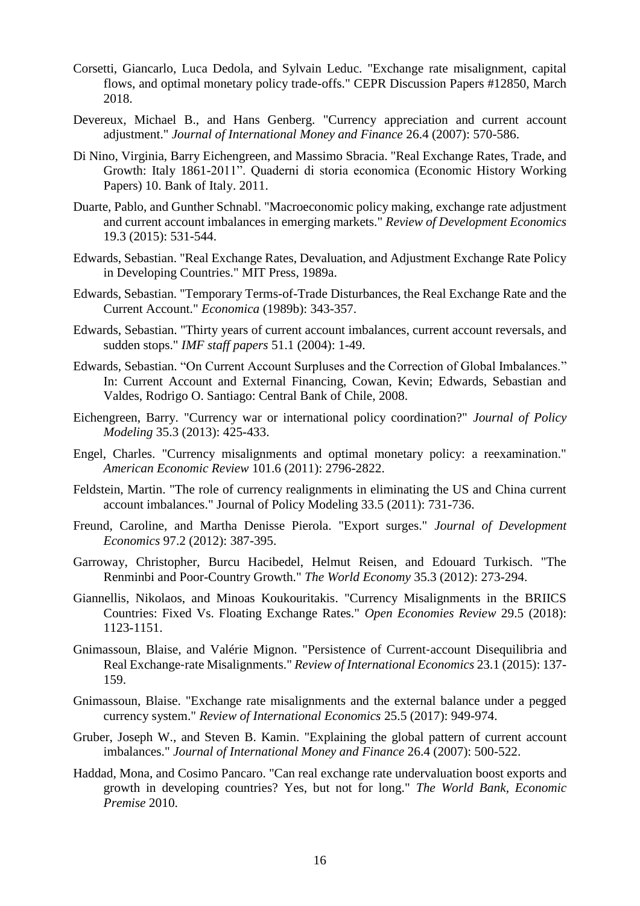Corsetti, Giancarlo, Luca Dedola, and Sylvain Leduc. "Exchange rate misalignment, capital flows, and optimal monetary policy trade-offs." CEPR Discussion Papers #12850, March 2018.

Devereux, Michael B., and Hans Genberg. "Currency appreciation and current account adjustment." *Journal of International Money and Finance* 26.4 (2007): 570-586.

Di Nino, Virginia, Barry Eichengreen, and Massimo Sbracia. "Real Exchange Rates, Trade, and Growth: Italy 1861-2011". Quaderni di storia economica (Economic History Working Papers) 10. Bank of Italy. 2011.

Duarte, Pablo, and Gunther Schnabl. "Macroeconomic policy making, exchange rate adjustment and current account imbalances in emerging markets." *Review of Development Economics* 19.3 (2015): 531-544.

Edwards, Sebastian. "Real Exchange Rates, Devaluation, and Adjustment Exchange Rate Policy in Developing Countries." MIT Press, 1989a.

Edwards, Sebastian. "Temporary Terms-of-Trade Disturbances, the Real Exchange Rate and the Current Account." *Economica* (1989b): 343-357.

Edwards, Sebastian. "Thirty years of current account imbalances, current account reversals, and sudden stops." *IMF staff papers* 51.1 (2004): 1-49.

Edwards, Sebastian. "On Current Account Surpluses and the Correction of Global Imbalances." In: Current Account and External Financing, Cowan, Kevin; Edwards, Sebastian and Valdes, Rodrigo O. Santiago: Central Bank of Chile, 2008.

Eichengreen, Barry. "Currency war or international policy coordination?" *Journal of Policy Modeling* 35.3 (2013): 425-433.

Engel, Charles. "Currency misalignments and optimal monetary policy: a reexamination." *American Economic Review* 101.6 (2011): 2796-2822.

Feldstein, Martin. "The role of currency realignments in eliminating the US and China current account imbalances." Journal of Policy Modeling 33.5 (2011): 731-736.

Freund, Caroline, and Martha Denisse Pierola. "Export surges." *Journal of Development Economics* 97.2 (2012): 387-395.

Garroway, Christopher, Burcu Hacibedel, Helmut Reisen, and Edouard Turkisch. "The Renminbi and Poor-Country Growth." *The World Economy* 35.3 (2012): 273-294.

Giannellis, Nikolaos, and Minoas Koukouritakis. "Currency Misalignments in the BRIICS Countries: Fixed Vs. Floating Exchange Rates." *Open Economies Review* 29.5 (2018): 1123-1151.

Gnimassoun, Blaise, and Valérie Mignon. "Persistence of Current-account Disequilibria and Real Exchange-rate Misalignments." *Review of International Economics* 23.1 (2015): 137-159.

Gnimassoun, Blaise. "Exchange rate misalignments and the external balance under a pegged currency system." *Review of International Economics* 25.5 (2017): 949-974.

Gruber, Joseph W., and Steven B. Kamin. "Explaining the global pattern of current account imbalances." *Journal of International Money and Finance* 26.4 (2007): 500-522.

Haddad, Mona, and Cosimo Pancaro. "Can real exchange rate undervaluation boost exports and growth in developing countries? Yes, but not for long." *The World Bank, Economic Premise* 2010.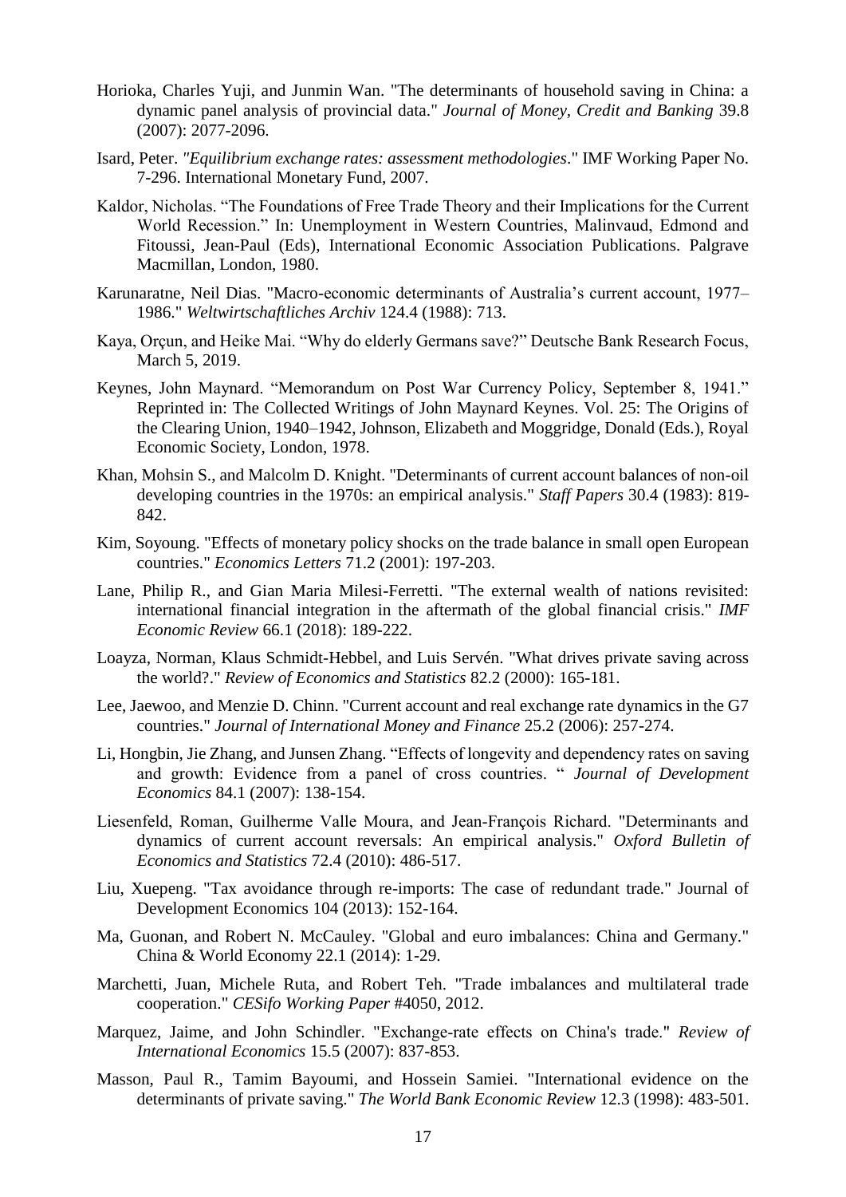Horioka, Charles Yuji, and Junmin Wan. "The determinants of household saving in China: a dynamic panel analysis of provincial data." *Journal of Money, Credit and Banking* 39.8 (2007): 2077-2096.

Isard, Peter. *"Equilibrium exchange rates: assessment methodologies*." IMF Working Paper No. 7-296. International Monetary Fund, 2007.

Kaldor, Nicholas. "The Foundations of Free Trade Theory and their Implications for the Current World Recession." In: Unemployment in Western Countries, Malinvaud, Edmond and Fitoussi, Jean-Paul (Eds), International Economic Association Publications. Palgrave Macmillan, London, 1980.

Karunaratne, Neil Dias. "Macro-economic determinants of Australia's current account, 1977–1986." *Weltwirtschaftliches Archiv* 124.4 (1988): 713.

Kaya, Orçun, and Heike Mai. "Why do elderly Germans save?" Deutsche Bank Research Focus, March 5, 2019.

Keynes, John Maynard. "Memorandum on Post War Currency Policy, September 8, 1941." Reprinted in: The Collected Writings of John Maynard Keynes. Vol. 25: The Origins of the Clearing Union, 1940–1942, Johnson, Elizabeth and Moggridge, Donald (Eds.), Royal Economic Society, London, 1978.

Khan, Mohsin S., and Malcolm D. Knight. "Determinants of current account balances of non-oil developing countries in the 1970s: an empirical analysis." *Staff Papers* 30.4 (1983): 819-842.

Kim, Soyoung. "Effects of monetary policy shocks on the trade balance in small open European countries." *Economics Letters* 71.2 (2001): 197-203.

Lane, Philip R., and Gian Maria Milesi-Ferretti. "The external wealth of nations revisited: international financial integration in the aftermath of the global financial crisis." *IMF Economic Review* 66.1 (2018): 189-222.

Loayza, Norman, Klaus Schmidt-Hebbel, and Luis Servén. "What drives private saving across the world?." *Review of Economics and Statistics* 82.2 (2000): 165-181.

Lee, Jaewoo, and Menzie D. Chinn. "Current account and real exchange rate dynamics in the G7 countries." *Journal of International Money and Finance* 25.2 (2006): 257-274.

Li, Hongbin, Jie Zhang, and Junsen Zhang. "Effects of longevity and dependency rates on saving and growth: Evidence from a panel of cross countries. " *Journal of Development Economics* 84.1 (2007): 138-154.

Liesenfeld, Roman, Guilherme Valle Moura, and Jean-François Richard. "Determinants and dynamics of current account reversals: An empirical analysis." *Oxford Bulletin of Economics and Statistics* 72.4 (2010): 486-517.

Liu, Xuepeng. "Tax avoidance through re-imports: The case of redundant trade." Journal of Development Economics 104 (2013): 152-164.

Ma, Guonan, and Robert N. McCauley. "Global and euro imbalances: China and Germany." China & World Economy 22.1 (2014): 1-29.

Marchetti, Juan, Michele Ruta, and Robert Teh. "Trade imbalances and multilateral trade cooperation." *CESifo Working Paper* #4050, 2012.

Marquez, Jaime, and John Schindler. "Exchange-rate effects on China's trade." *Review of International Economics* 15.5 (2007): 837-853.

Masson, Paul R., Tamim Bayoumi, and Hossein Samiei. "International evidence on the determinants of private saving." *The World Bank Economic Review* 12.3 (1998): 483-501.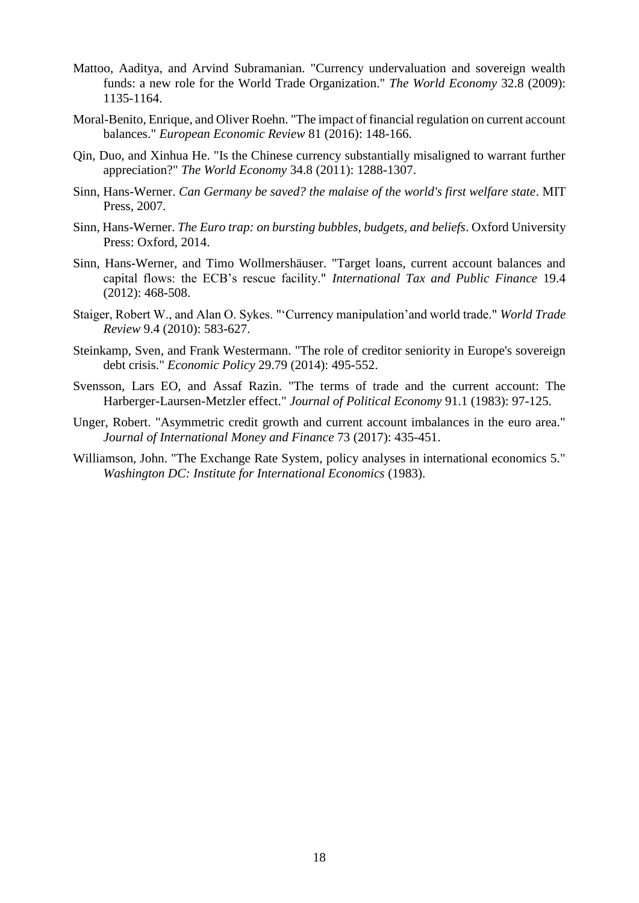Mattoo, Aaditya, and Arvind Subramanian. "Currency undervaluation and sovereign wealth funds: a new role for the World Trade Organization." *The World Economy* 32.8 (2009): 1135-1164.

Moral-Benito, Enrique, and Oliver Roehn. "The impact of financial regulation on current account balances." *European Economic Review* 81 (2016): 148-166.

Qin, Duo, and Xinhua He. "Is the Chinese currency substantially misaligned to warrant further appreciation?" *The World Economy* 34.8 (2011): 1288-1307.

Sinn, Hans-Werner. *Can Germany be saved? the malaise of the world's first welfare state*. MIT Press, 2007.

Sinn, Hans-Werner. *The Euro trap: on bursting bubbles, budgets, and beliefs*. Oxford University Press: Oxford, 2014.

Sinn, Hans-Werner, and Timo Wollmershäuser. "Target loans, current account balances and capital flows: the ECB's rescue facility." *International Tax and Public Finance* 19.4 (2012): 468-508.

Staiger, Robert W., and Alan O. Sykes. "'Currency manipulation'and world trade." *World Trade Review* 9.4 (2010): 583-627.

Steinkamp, Sven, and Frank Westermann. "The role of creditor seniority in Europe's sovereign debt crisis." *Economic Policy* 29.79 (2014): 495-552.

Svensson, Lars EO, and Assaf Razin. "The terms of trade and the current account: The Harberger-Laursen-Metzler effect." *Journal of Political Economy* 91.1 (1983): 97-125.

Unger, Robert. "Asymmetric credit growth and current account imbalances in the euro area." *Journal of International Money and Finance* 73 (2017): 435-451.

Williamson, John. "The Exchange Rate System, policy analyses in international economics 5." *Washington DC: Institute for International Economics* (1983).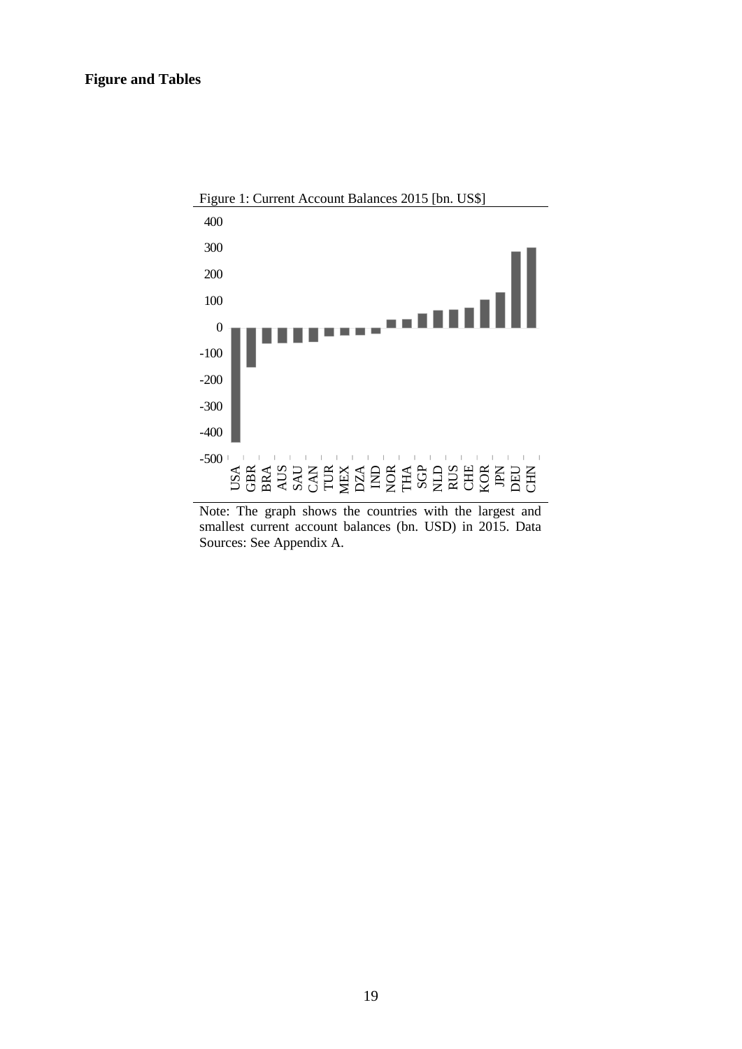# Figure and Tables

Figure 1: Current Account Balances 2015 [bn. US$]

Note: The graph shows the countries with the largest and smallest current account balances (bn. USD) in 2015. Data Sources: See Appendix A.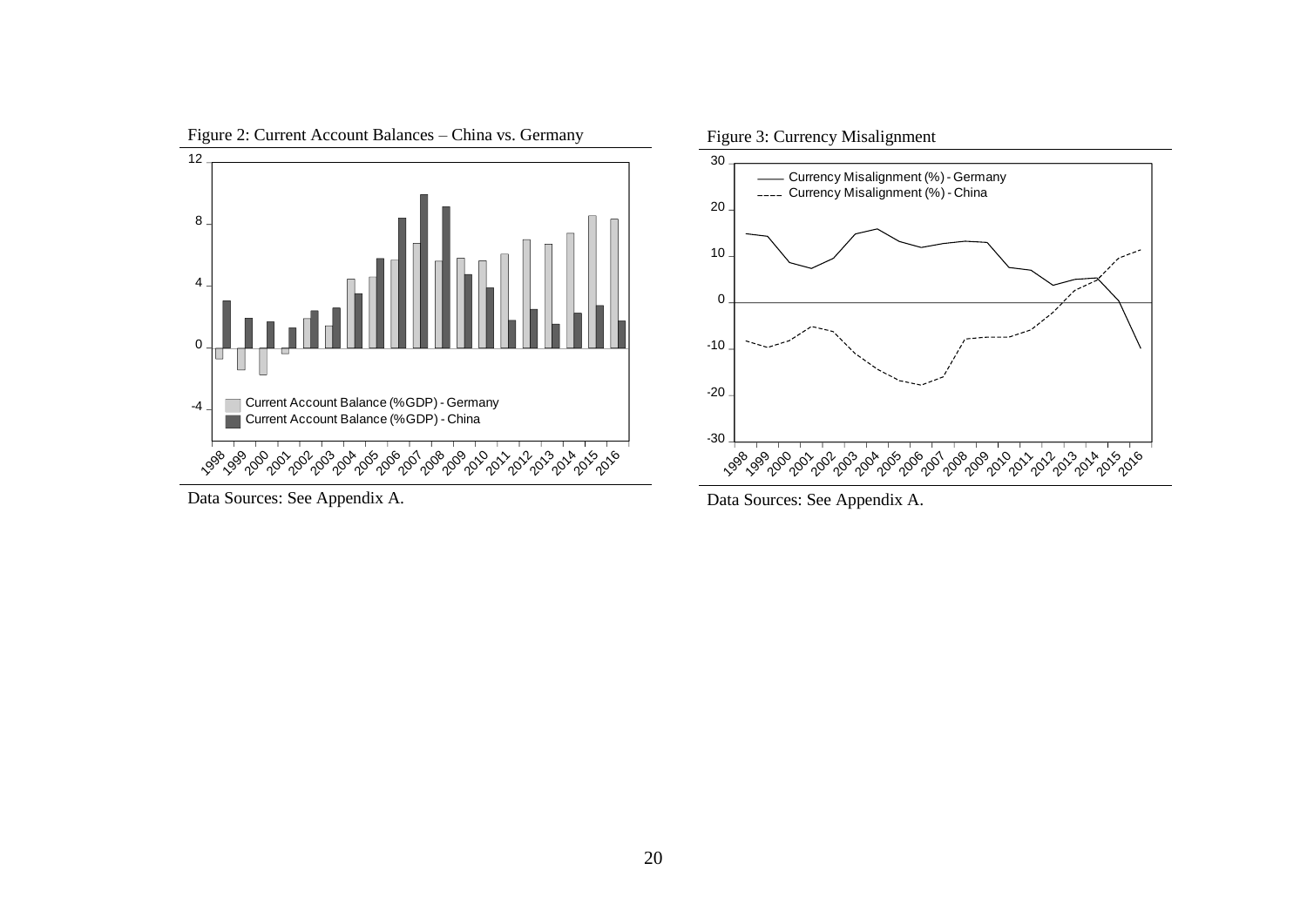Figure 2: Current Account Balances – China vs. Germany

Data Sources: See Appendix A.

Figure 3: Currency Misalignment

Data Sources: See Appendix A.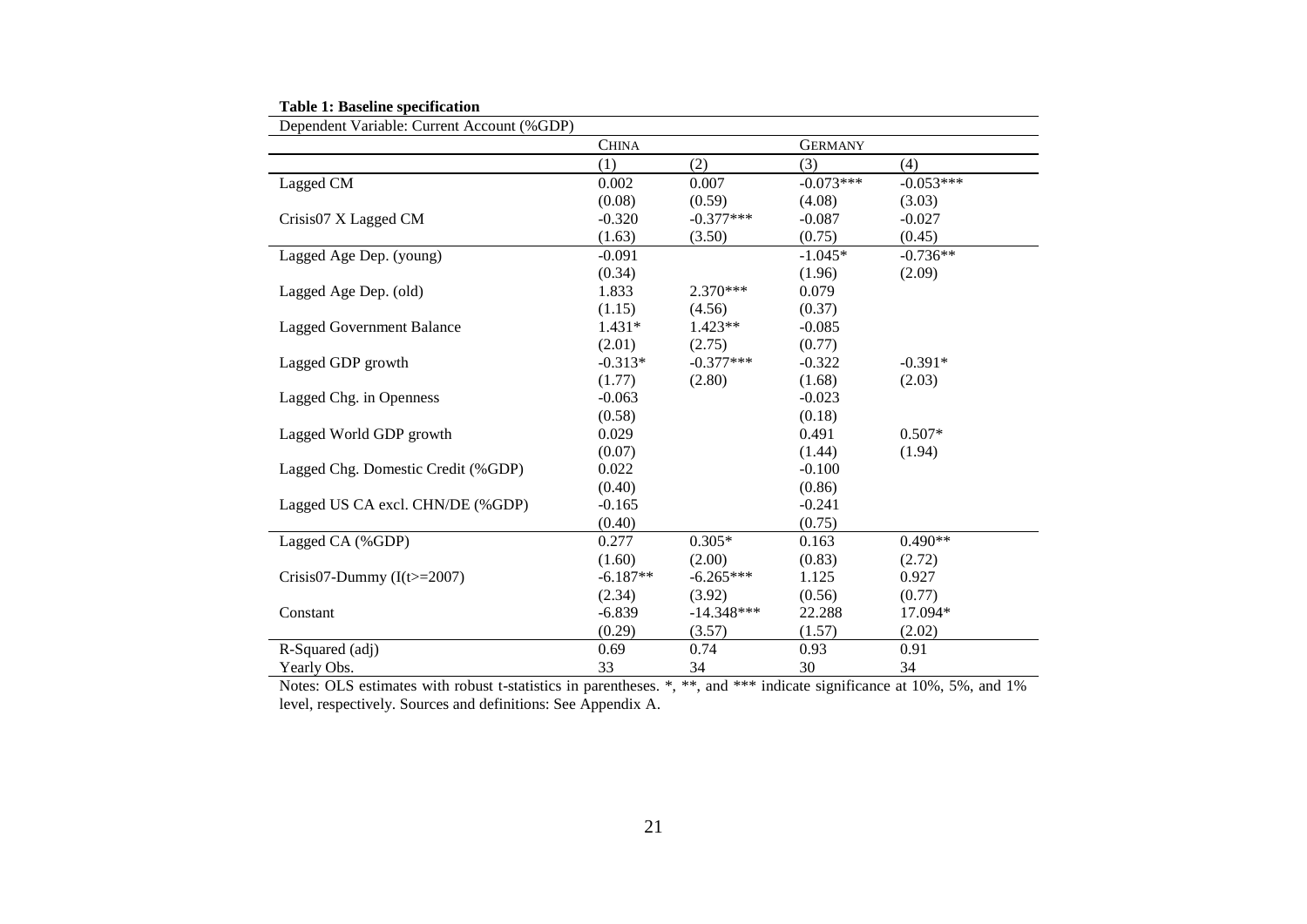**Table 1: Baseline specification**

| Dependent Variable: Current Account (%GDP) | CHINA | | GERMANY | |
|---|---|---|---|---|
| | (1) | (2) | (3) | (4) |
| Lagged CM | 0.002 | 0.007 | -0.073*** | -0.053*** |
| | (0.08) | (0.59) | (4.08) | (3.03) |
| Crisis07 X Lagged CM | -0.320 | -0.377*** | -0.087 | -0.027 |
| | (1.63) | (3.50) | (0.75) | (0.45) |
| Lagged Age Dep. (young) | -0.091 | | -1.045* | -0.736** |
| | (0.34) | | (1.96) | (2.09) |
| Lagged Age Dep. (old) | 1.833 | 2.370*** | 0.079 | |
| | (1.15) | (4.56) | (0.37) | |
| Lagged Government Balance | 1.431* | 1.423** | -0.085 | |
| | (2.01) | (2.75) | (0.77) | |
| Lagged GDP growth | -0.313* | -0.377*** | -0.322 | -0.391* |
| | (1.77) | (2.80) | (1.68) | (2.03) |
| Lagged Chg. in Openness | -0.063 | | -0.023 | |
| | (0.58) | | (0.18) | |
| Lagged World GDP growth | 0.029 | | 0.491 | 0.507* |
| | (0.07) | | (1.44) | (1.94) |
| Lagged Chg. Domestic Credit (%GDP) | 0.022 | | -0.100 | |
| | (0.40) | | (0.86) | |
| Lagged US CA excl. CHN/DE (%GDP) | -0.165 | | -0.241 | |
| | (0.40) | | (0.75) | |
| Lagged CA (%GDP) | 0.277 | 0.305* | 0.163 | 0.490** |
| | (1.60) | (2.00) | (0.83) | (2.72) |
| Crisis07-Dummy (I(t>=2007) | -6.187** | -6.265*** | 1.125 | 0.927 |
| | (2.34) | (3.92) | (0.56) | (0.77) |
| Constant | -6.839 | -14.348*** | 22.288 | 17.094* |
| | (0.29) | (3.57) | (1.57) | (2.02) |
| R-Squared (adj) | 0.69 | 0.74 | 0.93 | 0.91 |
| Yearly Obs. | 33 | 34 | 30 | 34 |

Notes: OLS estimates with robust t-statistics in parentheses. *, **, and *** indicate significance at 10%, 5%, and 1% level, respectively. Sources and definitions: See Appendix A.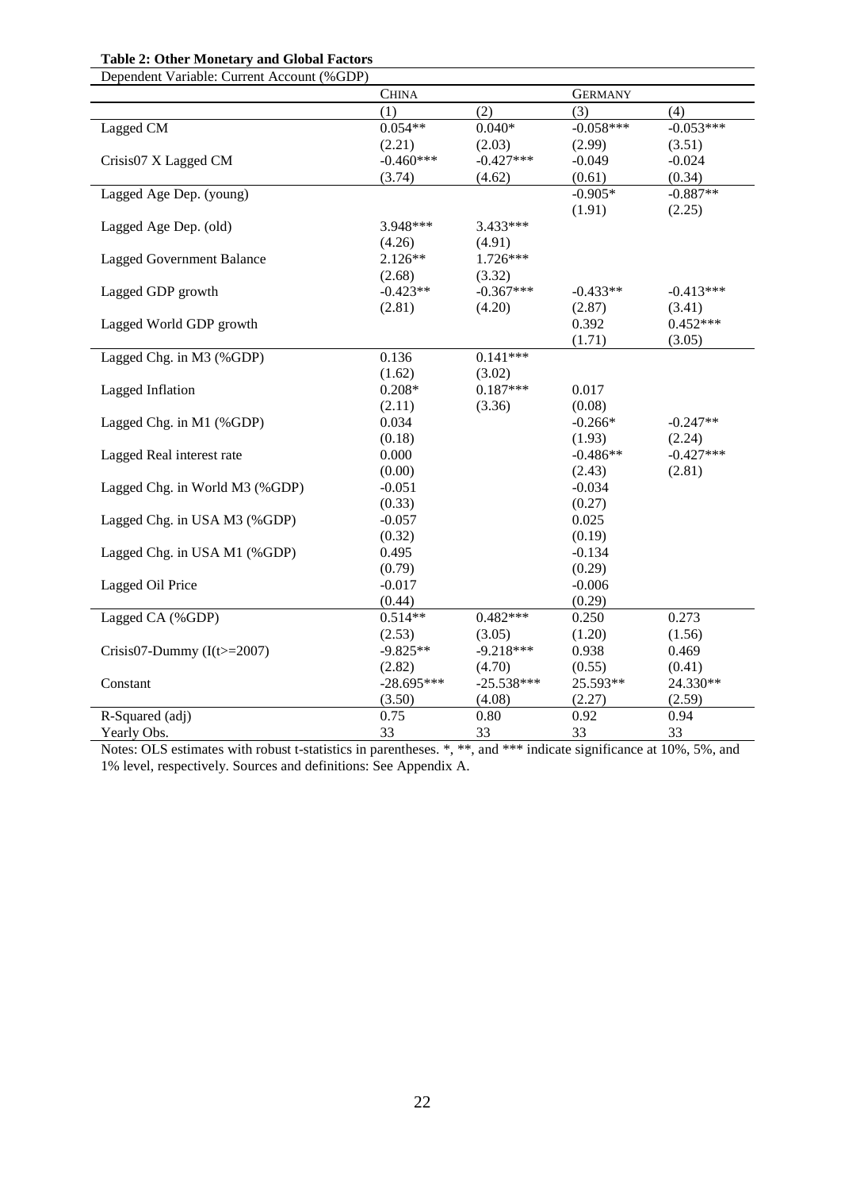**Table 2: Other Monetary and Global Factors**

| Dependent Variable: Current Account (%GDP) | CHINA | | GERMANY | |
|---|---|---|---|---|
| | (1) | (2) | (3) | (4) |
| Lagged CM | 0.054** | 0.040* | -0.058*** | -0.053*** |
| | (2.21) | (2.03) | (2.99) | (3.51) |
| Crisis07 X Lagged CM | -0.460*** | -0.427*** | -0.049 | -0.024 |
| | (3.74) | (4.62) | (0.61) | (0.34) |
| Lagged Age Dep. (young) | | | -0.905* | -0.887** |
| | | | (1.91) | (2.25) |
| Lagged Age Dep. (old) | 3.948*** | 3.433*** | | |
| | (4.26) | (4.91) | | |
| Lagged Government Balance | 2.126** | 1.726*** | | |
| | (2.68) | (3.32) | | |
| Lagged GDP growth | -0.423** | -0.367*** | -0.433** | -0.413*** |
| | (2.81) | (4.20) | (2.87) | (3.41) |
| Lagged World GDP growth | | | 0.392 | 0.452*** |
| | | | (1.71) | (3.05) |
| Lagged Chg. in M3 (%GDP) | 0.136 | 0.141*** | | |
| | (1.62) | (3.02) | | |
| Lagged Inflation | 0.208* | 0.187*** | 0.017 | |
| | (2.11) | (3.36) | (0.08) | |
| Lagged Chg. in M1 (%GDP) | 0.034 | | -0.266* | -0.247** |
| | (0.18) | | (1.93) | (2.24) |
| Lagged Real interest rate | 0.000 | | -0.486** | -0.427*** |
| | (0.00) | | (2.43) | (2.81) |
| Lagged Chg. in World M3 (%GDP) | -0.051 | | -0.034 | |
| | (0.33) | | (0.27) | |
| Lagged Chg. in USA M3 (%GDP) | -0.057 | | 0.025 | |
| | (0.32) | | (0.19) | |
| Lagged Chg. in USA M1 (%GDP) | 0.495 | | -0.134 | |
| | (0.79) | | (0.29) | |
| Lagged Oil Price | -0.017 | | -0.006 | |
| | (0.44) | | (0.29) | |
| Lagged CA (%GDP) | 0.514** | 0.482*** | 0.250 | 0.273 |
| | (2.53) | (3.05) | (1.20) | (1.56) |
| Crisis07-Dummy (I(t>=2007) | -9.825** | -9.218*** | 0.938 | 0.469 |
| | (2.82) | (4.70) | (0.55) | (0.41) |
| Constant | -28.695*** | -25.538*** | 25.593** | 24.330** |
| | (3.50) | (4.08) | (2.27) | (2.59) |
| R-Squared (adj) | 0.75 | 0.80 | 0.92 | 0.94 |
| Yearly Obs. | 33 | 33 | 33 | 33 |

Notes: OLS estimates with robust t-statistics in parentheses. *, **, and *** indicate significance at 10%, 5%, and 1% level, respectively. Sources and definitions: See Appendix A.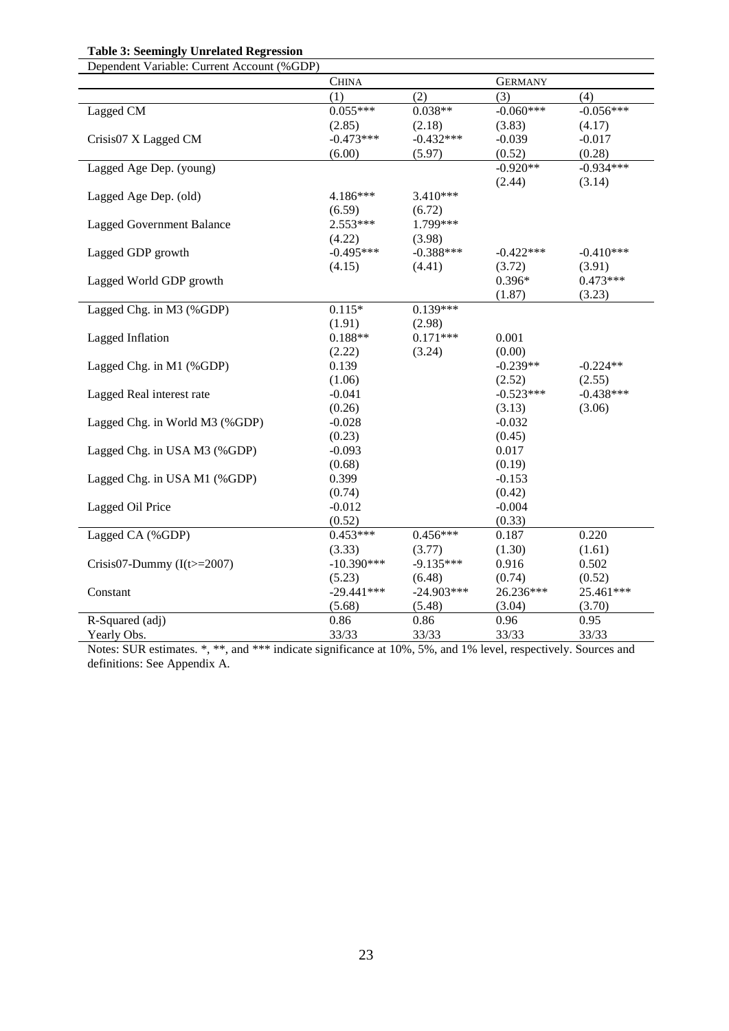**Table 3: Seemingly Unrelated Regression**

| Dependent Variable: Current Account (%GDP) | CHINA | | GERMANY | |
|---|---|---|---|---|
| | (1) | (2) | (3) | (4) |
| Lagged CM | 0.055*** | 0.038** | -0.060*** | -0.056*** |
| | (2.85) | (2.18) | (3.83) | (4.17) |
| Crisis07 X Lagged CM | -0.473*** | -0.432*** | -0.039 | -0.017 |
| | (6.00) | (5.97) | (0.52) | (0.28) |
| Lagged Age Dep. (young) | | | -0.920** | -0.934*** |
| | | | (2.44) | (3.14) |
| Lagged Age Dep. (old) | 4.186*** | 3.410*** | | |
| | (6.59) | (6.72) | | |
| Lagged Government Balance | 2.553*** | 1.799*** | | |
| | (4.22) | (3.98) | | |
| Lagged GDP growth | -0.495*** | -0.388*** | -0.422*** | -0.410*** |
| | (4.15) | (4.41) | (3.72) | (3.91) |
| Lagged World GDP growth | | | 0.396* | 0.473*** |
| | | | (1.87) | (3.23) |
| Lagged Chg. in M3 (%GDP) | 0.115* | 0.139*** | | |
| | (1.91) | (2.98) | | |
| Lagged Inflation | 0.188** | 0.171*** | 0.001 | |
| | (2.22) | (3.24) | (0.00) | |
| Lagged Chg. in M1 (%GDP) | 0.139 | | -0.239** | -0.224** |
| | (1.06) | | (2.52) | (2.55) |
| Lagged Real interest rate | -0.041 | | -0.523*** | -0.438*** |
| | (0.26) | | (3.13) | (3.06) |
| Lagged Chg. in World M3 (%GDP) | -0.028 | | -0.032 | |
| | (0.23) | | (0.45) | |
| Lagged Chg. in USA M3 (%GDP) | -0.093 | | 0.017 | |
| | (0.68) | | (0.19) | |
| Lagged Chg. in USA M1 (%GDP) | 0.399 | | -0.153 | |
| | (0.74) | | (0.42) | |
| Lagged Oil Price | -0.012 | | -0.004 | |
| | (0.52) | | (0.33) | |
| Lagged CA (%GDP) | 0.453*** | 0.456*** | 0.187 | 0.220 |
| | (3.33) | (3.77) | (1.30) | (1.61) |
| Crisis07-Dummy (I(t>=2007) | -10.390*** | -9.135*** | 0.916 | 0.502 |
| | (5.23) | (6.48) | (0.74) | (0.52) |
| Constant | -29.441*** | -24.903*** | 26.236*** | 25.461*** |
| | (5.68) | (5.48) | (3.04) | (3.70) |
| R-Squared (adj) | 0.86 | 0.86 | 0.96 | 0.95 |
| Yearly Obs. | 33/33 | 33/33 | 33/33 | 33/33 |

Notes: SUR estimates. *, **, and *** indicate significance at 10%, 5%, and 1% level, respectively. Sources and definitions: See Appendix A.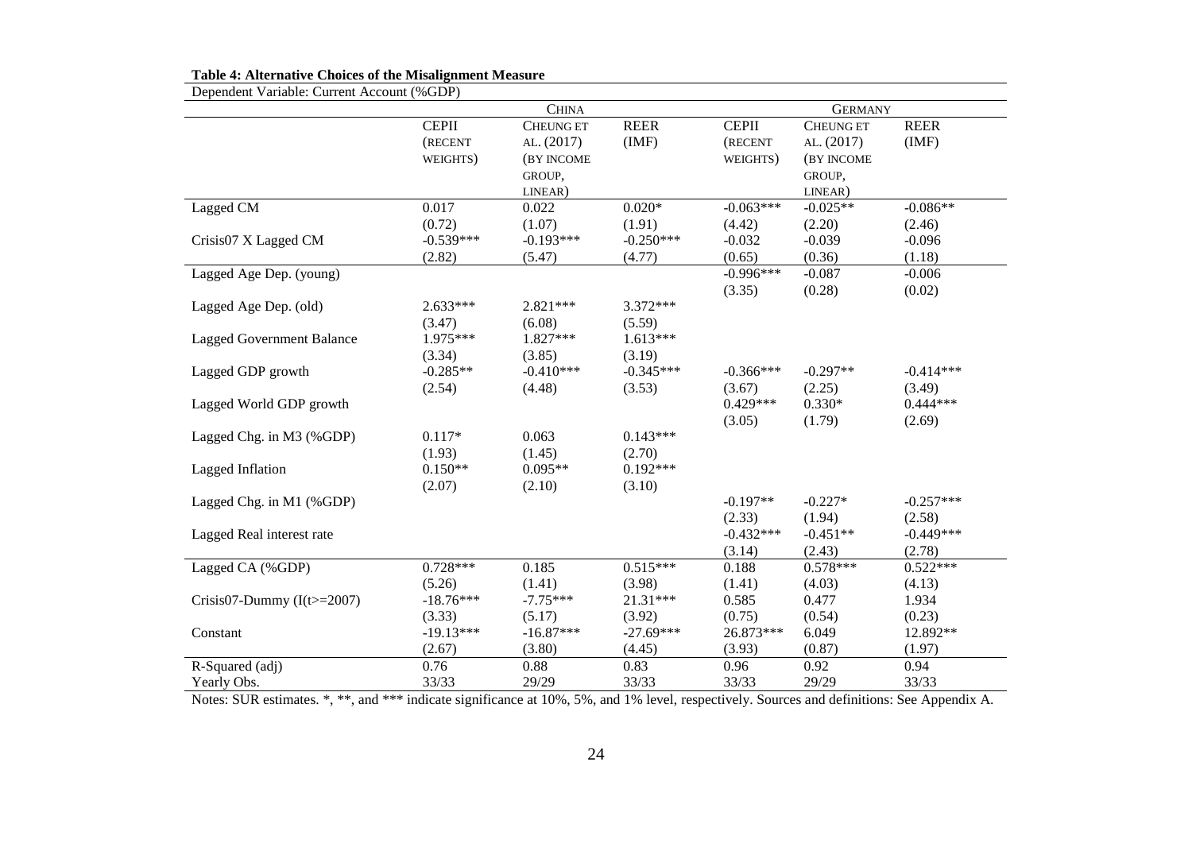**Table 4: Alternative Choices of the Misalignment Measure**

Dependent Variable: Current Account (%GDP)

| | China | | | Germany | | |
|---|---|---|---|---|---|---|
| | CEPII (recent weights) | Cheung et al. (2017) (by income group, linear) | REER (IMF) | CEPII (recent weights) | Cheung et al. (2017) (by income group, linear) | REER (IMF) |
| Lagged CM | 0.017 | 0.022 | 0.020* | -0.063*** | -0.025** | -0.086** |
| | (0.72) | (1.07) | (1.91) | (4.42) | (2.20) | (2.46) |
| Crisis07 X Lagged CM | -0.539*** | -0.193*** | -0.250*** | -0.032 | -0.039 | -0.096 |
| | (2.82) | (5.47) | (4.77) | (0.65) | (0.36) | (1.18) |
| Lagged Age Dep. (young) | | | | -0.996*** | -0.087 | -0.006 |
| | | | | (3.35) | (0.28) | (0.02) |
| Lagged Age Dep. (old) | 2.633*** | 2.821*** | 3.372*** | | | |
| | (3.47) | (6.08) | (5.59) | | | |
| Lagged Government Balance | 1.975*** | 1.827*** | 1.613*** | | | |
| | (3.34) | (3.85) | (3.19) | | | |
| Lagged GDP growth | -0.285** | -0.410*** | -0.345*** | -0.366*** | -0.297** | -0.414*** |
| | (2.54) | (4.48) | (3.53) | (3.67) | (2.25) | (3.49) |
| Lagged World GDP growth | | | | 0.429*** | 0.330* | 0.444*** |
| | | | | (3.05) | (1.79) | (2.69) |
| Lagged Chg. in M3 (%GDP) | 0.117* | 0.063 | 0.143*** | | | |
| | (1.93) | (1.45) | (2.70) | | | |
| Lagged Inflation | 0.150** | 0.095** | 0.192*** | | | |
| | (2.07) | (2.10) | (3.10) | | | |
| Lagged Chg. in M1 (%GDP) | | | | -0.197** | -0.227* | -0.257*** |
| | | | | (2.33) | (1.94) | (2.58) |
| Lagged Real interest rate | | | | -0.432*** | -0.451** | -0.449*** |
| | | | | (3.14) | (2.43) | (2.78) |
| Lagged CA (%GDP) | 0.728*** | 0.185 | 0.515*** | 0.188 | 0.578*** | 0.522*** |
| | (5.26) | (1.41) | (3.98) | (1.41) | (4.03) | (4.13) |
| Crisis07-Dummy (I(t>=2007) | -18.76*** | -7.75*** | 21.31*** | 0.585 | 0.477 | 1.934 |
| | (3.33) | (5.17) | (3.92) | (0.75) | (0.54) | (0.23) |
| Constant | -19.13*** | -16.87*** | -27.69*** | 26.873*** | 6.049 | 12.892** |
| | (2.67) | (3.80) | (4.45) | (3.93) | (0.87) | (1.97) |
| R-Squared (adj) | 0.76 | 0.88 | 0.83 | 0.96 | 0.92 | 0.94 |
| Yearly Obs. | 33/33 | 29/29 | 33/33 | 33/33 | 29/29 | 33/33 |

Notes: SUR estimates. *, **, and *** indicate significance at 10%, 5%, and 1% level, respectively. Sources and definitions: See Appendix A.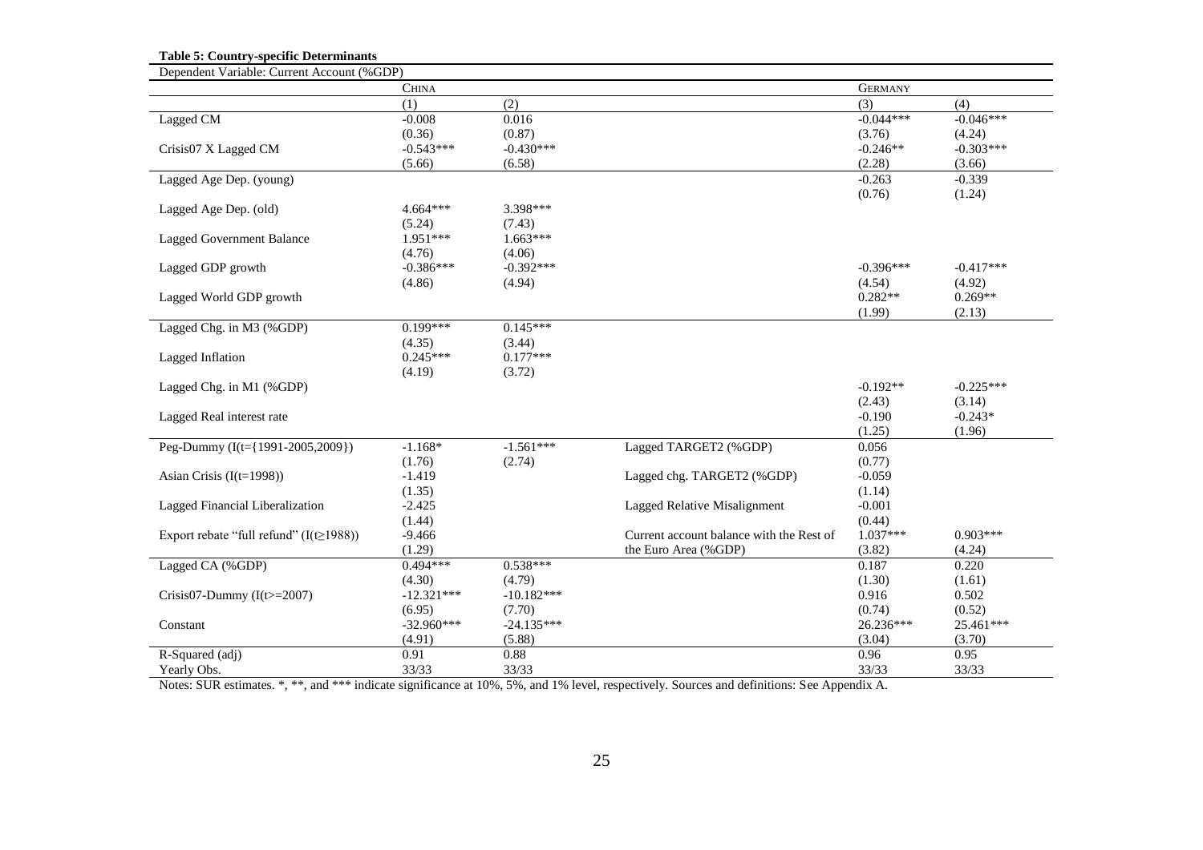**Table 5: Country-specific Determinants**

| Dependent Variable: Current Account (%GDP) | | | | | |
|---|---|---|---|---|---|
| | CHINA | | | GERMANY | |
| | (1) | (2) | | (3) | (4) |
| Lagged CM | -0.008 | 0.016 | | -0.044*** | -0.046*** |
| | (0.36) | (0.87) | | (3.76) | (4.24) |
| Crisis07 X Lagged CM | -0.543*** | -0.430*** | | -0.246** | -0.303*** |
| | (5.66) | (6.58) | | (2.28) | (3.66) |
| Lagged Age Dep. (young) | | | | -0.263 | -0.339 |
| | | | | (0.76) | (1.24) |
| Lagged Age Dep. (old) | 4.664*** | 3.398*** | | | |
| | (5.24) | (7.43) | | | |
| Lagged Government Balance | 1.951*** | 1.663*** | | | |
| | (4.76) | (4.06) | | | |
| Lagged GDP growth | -0.386*** | -0.392*** | | -0.396*** | -0.417*** |
| | (4.86) | (4.94) | | (4.54) | (4.92) |
| Lagged World GDP growth | | | | 0.282** | 0.269** |
| | | | | (1.99) | (2.13) |
| Lagged Chg. in M3 (%GDP) | 0.199*** | 0.145*** | | | |
| | (4.35) | (3.44) | | | |
| Lagged Inflation | 0.245*** | 0.177*** | | | |
| | (4.19) | (3.72) | | | |
| Lagged Chg. in M1 (%GDP) | | | | -0.192** | -0.225*** |
| | | | | (2.43) | (3.14) |
| Lagged Real interest rate | | | | -0.190 | -0.243* |
| | | | | (1.25) | (1.96) |
| Peg-Dummy (I(t={1991-2005,2009})) | -1.168* | -1.561*** | Lagged TARGET2 (%GDP) | 0.056 | |
| | (1.76) | (2.74) | | (0.77) | |
| Asian Crisis (I(t=1998)) | -1.419 | | Lagged chg. TARGET2 (%GDP) | -0.059 | |
| | (1.35) | | | (1.14) | |
| Lagged Financial Liberalization | -2.425 | | Lagged Relative Misalignment | -0.001 | |
| | (1.44) | | | (0.44) | |
| Export rebate "full refund" (I(t≥1988)) | -9.466 | | Current account balance with the Rest of | 1.037*** | 0.903*** |
| | (1.29) | | the Euro Area (%GDP) | (3.82) | (4.24) |
| Lagged CA (%GDP) | 0.494*** | 0.538*** | | 0.187 | 0.220 |
| | (4.30) | (4.79) | | (1.30) | (1.61) |
| Crisis07-Dummy (I(t>=2007) | -12.321*** | -10.182*** | | 0.916 | 0.502 |
| | (6.95) | (7.70) | | (0.74) | (0.52) |
| Constant | -32.960*** | -24.135*** | | 26.236*** | 25.461*** |
| | (4.91) | (5.88) | | (3.04) | (3.70) |
| R-Squared (adj) | 0.91 | 0.88 | | 0.96 | 0.95 |
| Yearly Obs. | 33/33 | 33/33 | | 33/33 | 33/33 |

Notes: SUR estimates. *, **, and *** indicate significance at 10%, 5%, and 1% level, respectively. Sources and definitions: See Appendix A.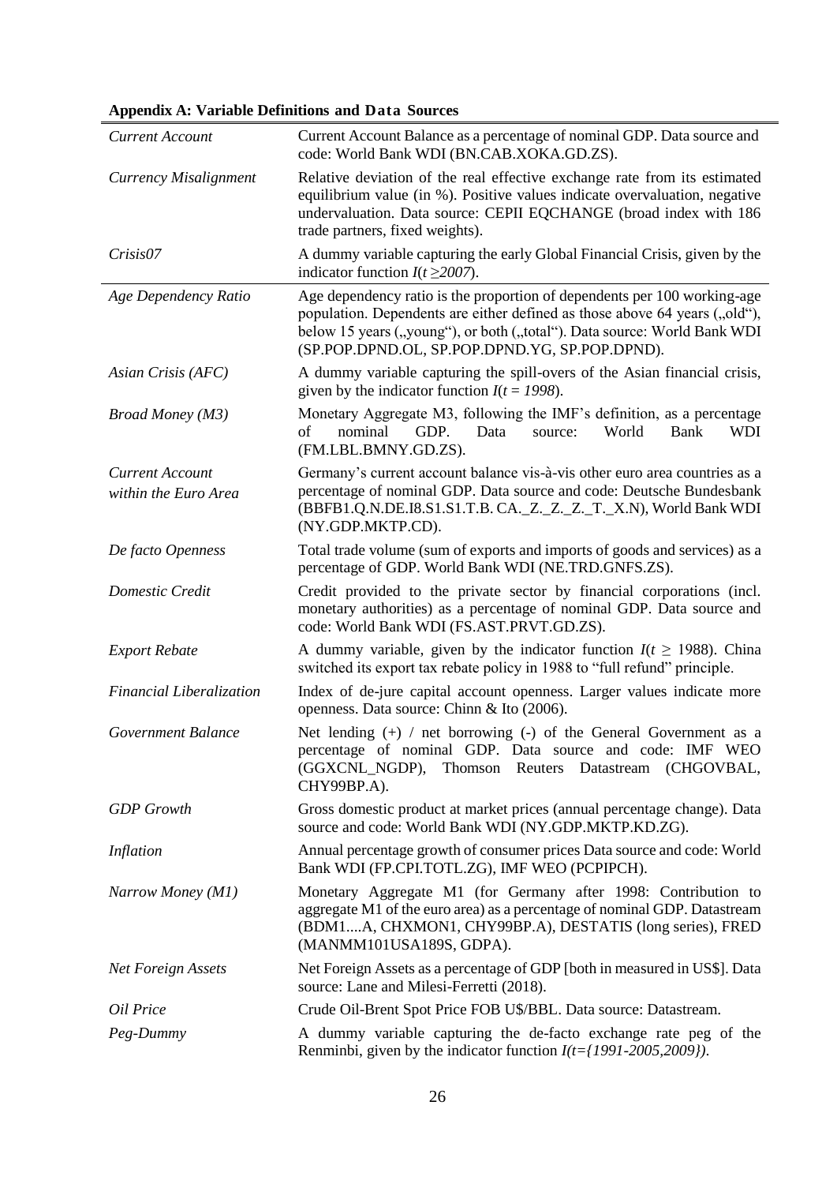**Appendix A: Variable Definitions and Data Sources**

| | |
|---|---|
| *Current Account* | Current Account Balance as a percentage of nominal GDP. Data source and code: World Bank WDI (BN.CAB.XOKA.GD.ZS). |
| *Currency Misalignment* | Relative deviation of the real effective exchange rate from its estimated equilibrium value (in %). Positive values indicate overvaluation, negative undervaluation. Data source: CEPII EQCHANGE (broad index with 186 trade partners, fixed weights). |
| *Crisis07* | A dummy variable capturing the early Global Financial Crisis, given by the indicator function $I(t \geq 2007)$. |
| *Age Dependency Ratio* | Age dependency ratio is the proportion of dependents per 100 working-age population. Dependents are either defined as those above 64 years („old"), below 15 years („young"), or both („total"). Data source: World Bank WDI (SP.POP.DPND.OL, SP.POP.DPND.YG, SP.POP.DPND). |
| *Asian Crisis (AFC)* | A dummy variable capturing the spill-overs of the Asian financial crisis, given by the indicator function $I(t = 1998)$. |
| *Broad Money (M3)* | Monetary Aggregate M3, following the IMF's definition, as a percentage of nominal GDP. Data source: World Bank WDI (FM.LBL.BMNY.GD.ZS). |
| *Current Account within the Euro Area* | Germany's current account balance vis-à-vis other euro area countries as a percentage of nominal GDP. Data source and code: Deutsche Bundesbank (BBFB1.Q.N.DE.I8.S1.S1.T.B. CA._Z._Z._Z._T._X.N), World Bank WDI (NY.GDP.MKTP.CD). |
| *De facto Openness* | Total trade volume (sum of exports and imports of goods and services) as a percentage of GDP. World Bank WDI (NE.TRD.GNFS.ZS). |
| *Domestic Credit* | Credit provided to the private sector by financial corporations (incl. monetary authorities) as a percentage of nominal GDP. Data source and code: World Bank WDI (FS.AST.PRVT.GD.ZS). |
| *Export Rebate* | A dummy variable, given by the indicator function $I(t \geq 1988)$. China switched its export tax rebate policy in 1988 to "full refund" principle. |
| *Financial Liberalization* | Index of de-jure capital account openness. Larger values indicate more openness. Data source: Chinn & Ito (2006). |
| *Government Balance* | Net lending (+) / net borrowing (-) of the General Government as a percentage of nominal GDP. Data source and code: IMF WEO (GGXCNL_NGDP), Thomson Reuters Datastream (CHGOVBAL, CHY99BP.A). |
| *GDP Growth* | Gross domestic product at market prices (annual percentage change). Data source and code: World Bank WDI (NY.GDP.MKTP.KD.ZG). |
| *Inflation* | Annual percentage growth of consumer prices Data source and code: World Bank WDI (FP.CPI.TOTL.ZG), IMF WEO (PCPIPCH). |
| *Narrow Money (M1)* | Monetary Aggregate M1 (for Germany after 1998: Contribution to aggregate M1 of the euro area) as a percentage of nominal GDP. Datastream (BDM1....A, CHXMON1, CHY99BP.A), DESTATIS (long series), FRED (MANMM101USA189S, GDPA). |
| *Net Foreign Assets* | Net Foreign Assets as a percentage of GDP [both in measured in US$]. Data source: Lane and Milesi-Ferretti (2018). |
| *Oil Price* | Crude Oil-Brent Spot Price FOB U$/BBL. Data source: Datastream. |
| *Peg-Dummy* | A dummy variable capturing the de-facto exchange rate peg of the Renminbi, given by the indicator function $I(t=\{1991\text{-}2005, 2009\})$. |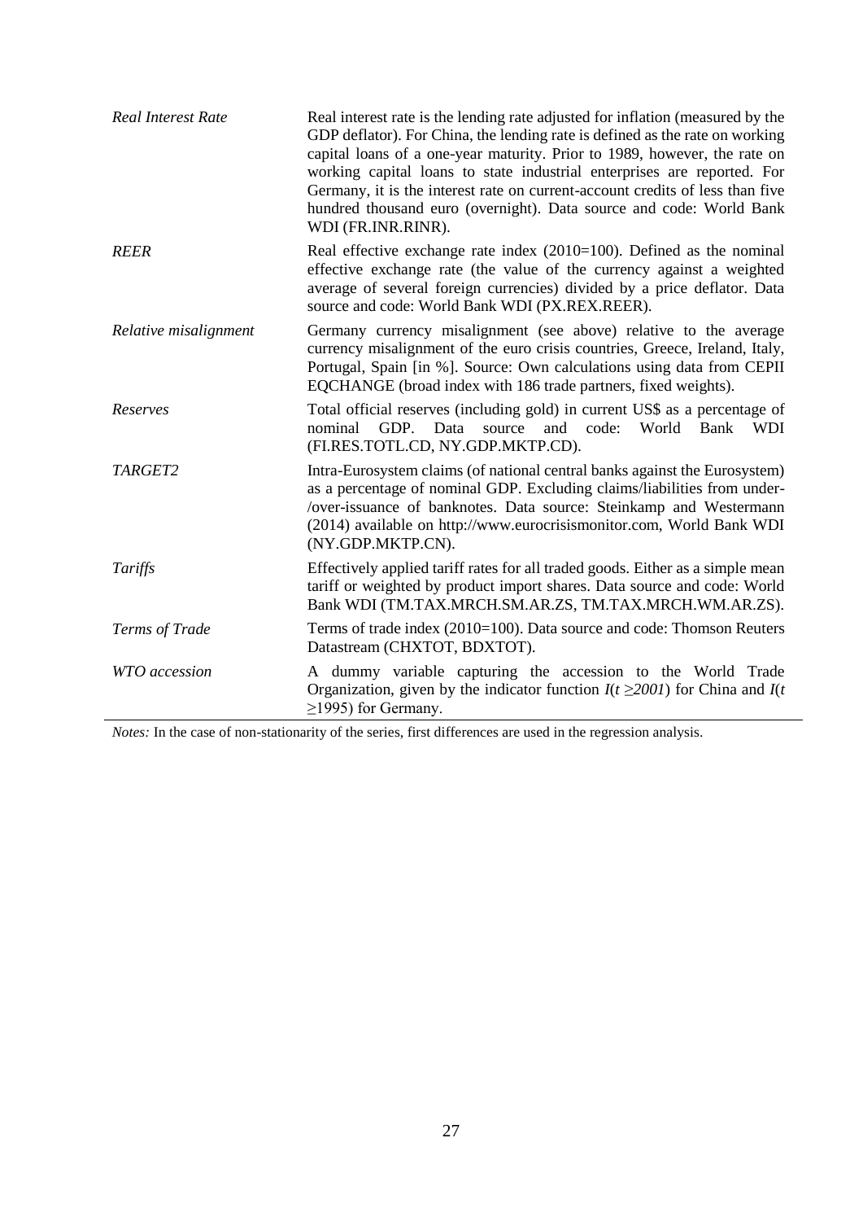| | |
|---|---|
| *Real Interest Rate* | Real interest rate is the lending rate adjusted for inflation (measured by the GDP deflator). For China, the lending rate is defined as the rate on working capital loans of a one-year maturity. Prior to 1989, however, the rate on working capital loans to state industrial enterprises are reported. For Germany, it is the interest rate on current-account credits of less than five hundred thousand euro (overnight). Data source and code: World Bank WDI (FR.INR.RINR). |
| *REER* | Real effective exchange rate index (2010=100). Defined as the nominal effective exchange rate (the value of the currency against a weighted average of several foreign currencies) divided by a price deflator. Data source and code: World Bank WDI (PX.REX.REER). |
| *Relative misalignment* | Germany currency misalignment (see above) relative to the average currency misalignment of the euro crisis countries, Greece, Ireland, Italy, Portugal, Spain [in %]. Source: Own calculations using data from CEPII EQCHANGE (broad index with 186 trade partners, fixed weights). |
| *Reserves* | Total official reserves (including gold) in current US$ as a percentage of nominal GDP. Data source and code: World Bank WDI (FI.RES.TOTL.CD, NY.GDP.MKTP.CD). |
| *TARGET2* | Intra-Eurosystem claims (of national central banks against the Eurosystem) as a percentage of nominal GDP. Excluding claims/liabilities from under-/over-issuance of banknotes. Data source: Steinkamp and Westermann (2014) available on http://www.eurocrisismonitor.com, World Bank WDI (NY.GDP.MKTP.CN). |
| *Tariffs* | Effectively applied tariff rates for all traded goods. Either as a simple mean tariff or weighted by product import shares. Data source and code: World Bank WDI (TM.TAX.MRCH.SM.AR.ZS, TM.TAX.MRCH.WM.AR.ZS). |
| *Terms of Trade* | Terms of trade index (2010=100). Data source and code: Thomson Reuters Datastream (CHXTOT, BDXTOT). |
| *WTO accession* | A dummy variable capturing the accession to the World Trade Organization, given by the indicator function $I(t \geq 2001)$ for China and $I(t \geq 1995)$ for Germany. |

*Notes:* In the case of non-stationarity of the series, first differences are used in the regression analysis.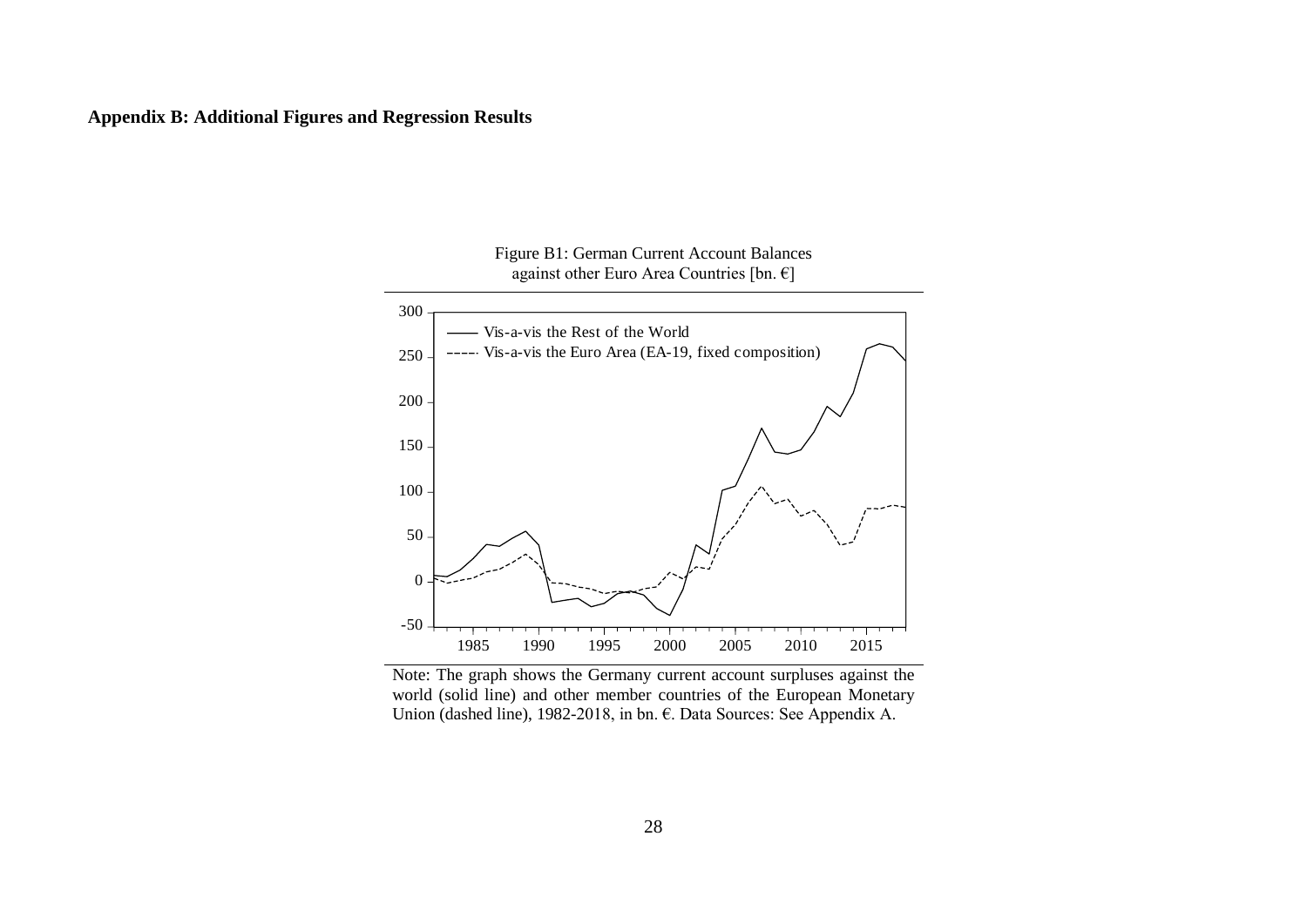**Appendix B: Additional Figures and Regression Results**

Figure B1: German Current Account Balances against other Euro Area Countries [bn. €]

Note: The graph shows the Germany current account surpluses against the world (solid line) and other member countries of the European Monetary Union (dashed line), 1982-2018, in bn. €. Data Sources: See Appendix A.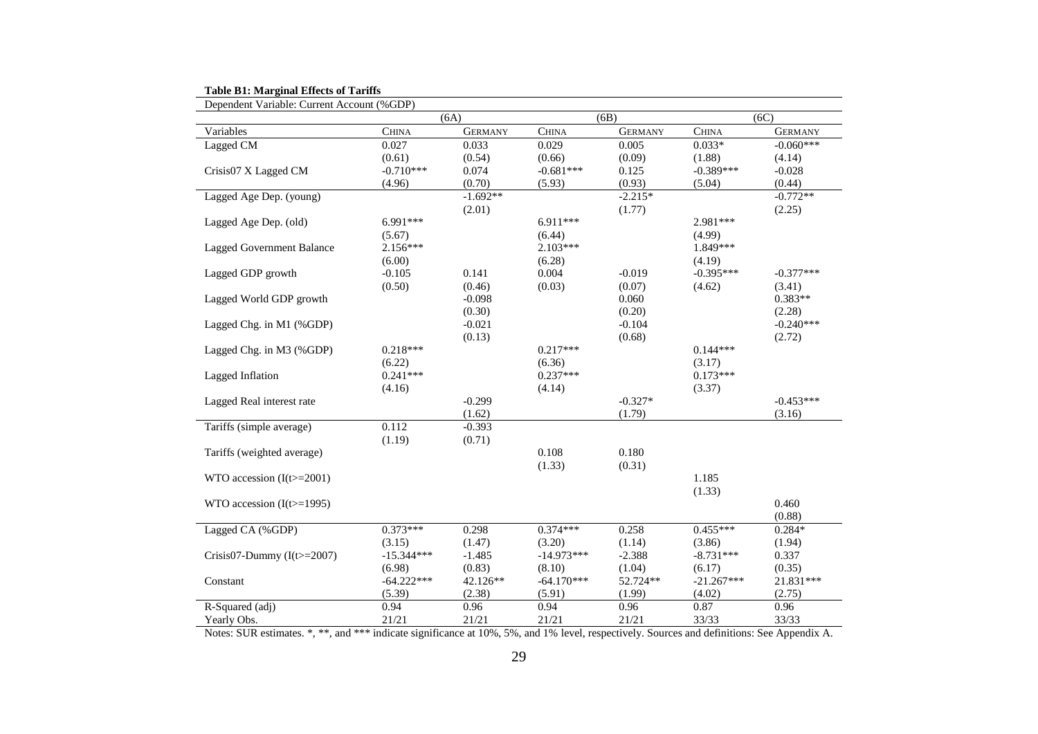**Table B1: Marginal Effects of Tariffs**

Dependent Variable: Current Account (%GDP)

| | (6A) | | (6B) | | (6C) | |
|---|---|---|---|---|---|---|
| Variables | CHINA | GERMANY | CHINA | GERMANY | CHINA | GERMANY |
| Lagged CM | 0.027 | 0.033 | 0.029 | 0.005 | 0.033* | -0.060*** |
| | (0.61) | (0.54) | (0.66) | (0.09) | (1.88) | (4.14) |
| Crisis07 X Lagged CM | -0.710*** | 0.074 | -0.681*** | 0.125 | -0.389*** | -0.028 |
| | (4.96) | (0.70) | (5.93) | (0.93) | (5.04) | (0.44) |
| Lagged Age Dep. (young) | | -1.692** | | -2.215* | | -0.772** |
| | | (2.01) | | (1.77) | | (2.25) |
| Lagged Age Dep. (old) | 6.991*** | | 6.911*** | | 2.981*** | |
| | (5.67) | | (6.44) | | (4.99) | |
| Lagged Government Balance | 2.156*** | | 2.103*** | | 1.849*** | |
| | (6.00) | | (6.28) | | (4.19) | |
| Lagged GDP growth | -0.105 | 0.141 | 0.004 | -0.019 | -0.395*** | -0.377*** |
| | (0.50) | (0.46) | (0.03) | (0.07) | (4.62) | (3.41) |
| Lagged World GDP growth | | -0.098 | | 0.060 | | 0.383** |
| | | (0.30) | | (0.20) | | (2.28) |
| Lagged Chg. in M1 (%GDP) | | -0.021 | | -0.104 | | -0.240*** |
| | | (0.13) | | (0.68) | | (2.72) |
| Lagged Chg. in M3 (%GDP) | 0.218*** | | 0.217*** | | 0.144*** | |
| | (6.22) | | (6.36) | | (3.17) | |
| Lagged Inflation | 0.241*** | | 0.237*** | | 0.173*** | |
| | (4.16) | | (4.14) | | (3.37) | |
| Lagged Real interest rate | | -0.299 | | -0.327* | | -0.453*** |
| | | (1.62) | | (1.79) | | (3.16) |
| Tariffs (simple average) | 0.112 | -0.393 | | | | |
| | (1.19) | (0.71) | | | | |
| Tariffs (weighted average) | | | 0.108 | 0.180 | | |
| | | | (1.33) | (0.31) | | |
| WTO accession (I(t>=2001) | | | | | 1.185 | |
| | | | | | (1.33) | |
| WTO accession (I(t>=1995) | | | | | | 0.460 |
| | | | | | | (0.88) |
| Lagged CA (%GDP) | 0.373*** | 0.298 | 0.374*** | 0.258 | 0.455*** | 0.284* |
| | (3.15) | (1.47) | (3.20) | (1.14) | (3.86) | (1.94) |
| Crisis07-Dummy (I(t>=2007) | -15.344*** | -1.485 | -14.973*** | -2.388 | -8.731*** | 0.337 |
| | (6.98) | (0.83) | (8.10) | (1.04) | (6.17) | (0.35) |
| Constant | -64.222*** | 42.126** | -64.170*** | 52.724** | -21.267*** | 21.831*** |
| | (5.39) | (2.38) | (5.91) | (1.99) | (4.02) | (2.75) |
| R-Squared (adj) | 0.94 | 0.96 | 0.94 | 0.96 | 0.87 | 0.96 |
| Yearly Obs. | 21/21 | 21/21 | 21/21 | 21/21 | 33/33 | 33/33 |

Notes: SUR estimates. *, **, and *** indicate significance at 10%, 5%, and 1% level, respectively. Sources and definitions: See Appendix A.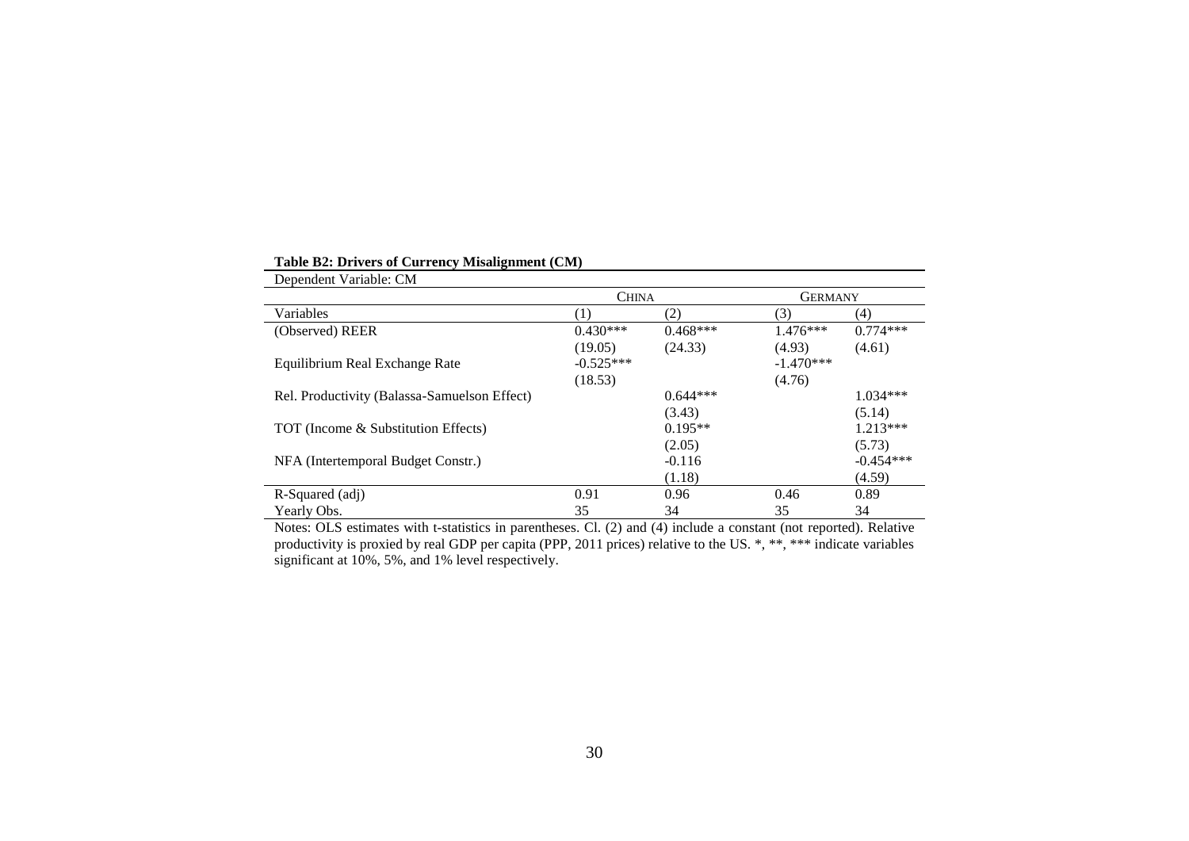**Table B2: Drivers of Currency Misalignment (CM)**

| Dependent Variable: CM | China | | Germany | |
|---|---|---|---|---|
| Variables | (1) | (2) | (3) | (4) |
| (Observed) REER | 0.430*** | 0.468*** | 1.476*** | 0.774*** |
| | (19.05) | (24.33) | (4.93) | (4.61) |
| Equilibrium Real Exchange Rate | -0.525*** | | -1.470*** | |
| | (18.53) | | (4.76) | |
| Rel. Productivity (Balassa-Samuelson Effect) | | 0.644*** | | 1.034*** |
| | | (3.43) | | (5.14) |
| TOT (Income & Substitution Effects) | | 0.195** | | 1.213*** |
| | | (2.05) | | (5.73) |
| NFA (Intertemporal Budget Constr.) | | -0.116 | | -0.454*** |
| | | (1.18) | | (4.59) |
| R-Squared (adj) | 0.91 | 0.96 | 0.46 | 0.89 |
| Yearly Obs. | 35 | 34 | 35 | 34 |

Notes: OLS estimates with t-statistics in parentheses. Cl. (2) and (4) include a constant (not reported). Relative productivity is proxied by real GDP per capita (PPP, 2011 prices) relative to the US. *, **, *** indicate variables significant at 10%, 5%, and 1% level respectively.